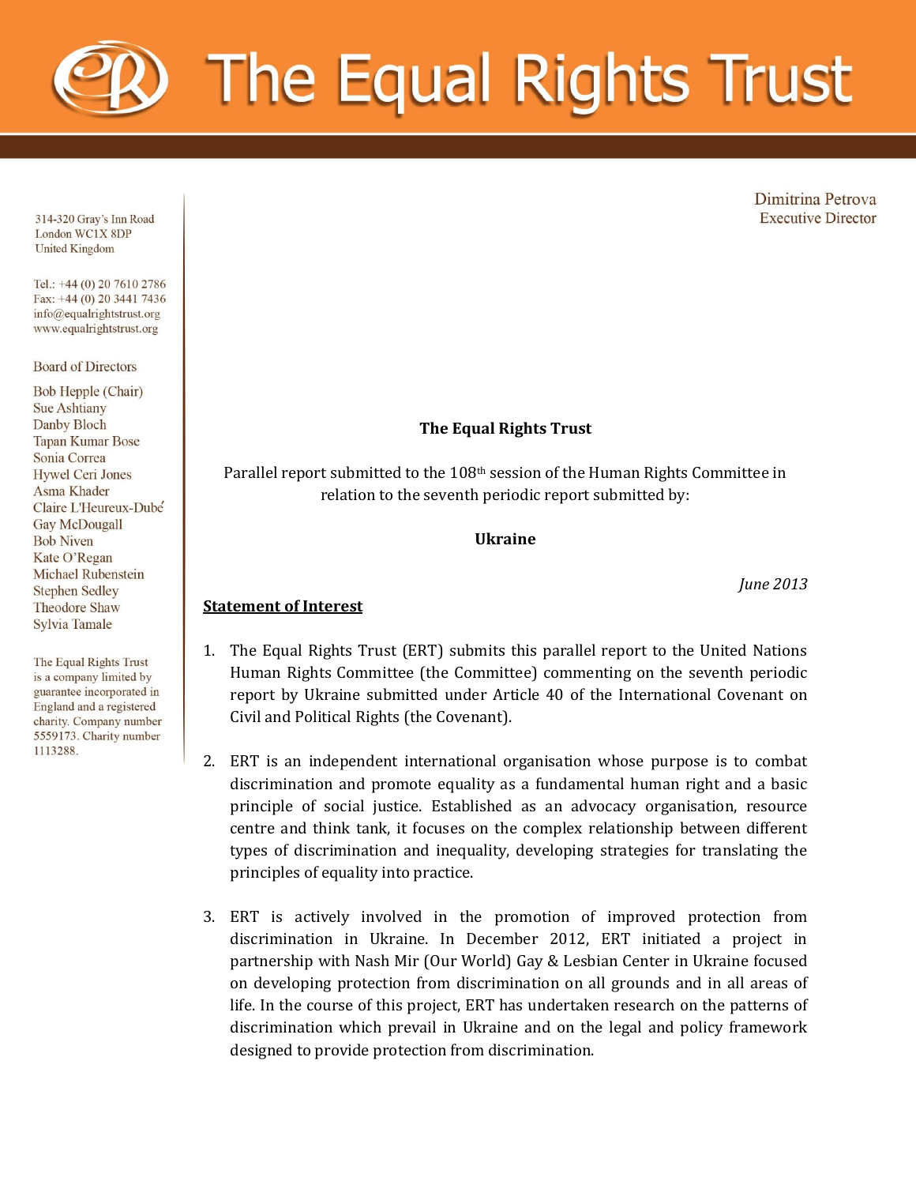# The Equal Rights Trust

314-320 Gray's Inn Road
London WC1X 8DP
United Kingdom

Tel.: +44 (0) 20 7610 2786
Fax: +44 (0) 20 3441 7436
info@equalrightstrust.org
www.equalrightstrust.org

Board of Directors

Bob Hepple (Chair)
Sue Ashtiany
Danby Bloch
Tapan Kumar Bose
Sonia Correa
Hywel Ceri Jones
Asma Khader
Claire L'Heureux-Dubé
Gay McDougall
Bob Niven
Kate O'Regan
Michael Rubenstein
Stephen Sedley
Theodore Shaw
Sylvia Tamale

The Equal Rights Trust is a company limited by guarantee incorporated in England and a registered charity. Company number 5559173. Charity number 1113288.

Dimitrina Petrova
Executive Director

**The Equal Rights Trust**

Parallel report submitted to the 108th session of the Human Rights Committee in relation to the seventh periodic report submitted by:

**Ukraine**

*June 2013*

## Statement of Interest

1. The Equal Rights Trust (ERT) submits this parallel report to the United Nations Human Rights Committee (the Committee) commenting on the seventh periodic report by Ukraine submitted under Article 40 of the International Covenant on Civil and Political Rights (the Covenant).

2. ERT is an independent international organisation whose purpose is to combat discrimination and promote equality as a fundamental human right and a basic principle of social justice. Established as an advocacy organisation, resource centre and think tank, it focuses on the complex relationship between different types of discrimination and inequality, developing strategies for translating the principles of equality into practice.

3. ERT is actively involved in the promotion of improved protection from discrimination in Ukraine. In December 2012, ERT initiated a project in partnership with Nash Mir (Our World) Gay & Lesbian Center in Ukraine focused on developing protection from discrimination on all grounds and in all areas of life. In the course of this project, ERT has undertaken research on the patterns of discrimination which prevail in Ukraine and on the legal and policy framework designed to provide protection from discrimination.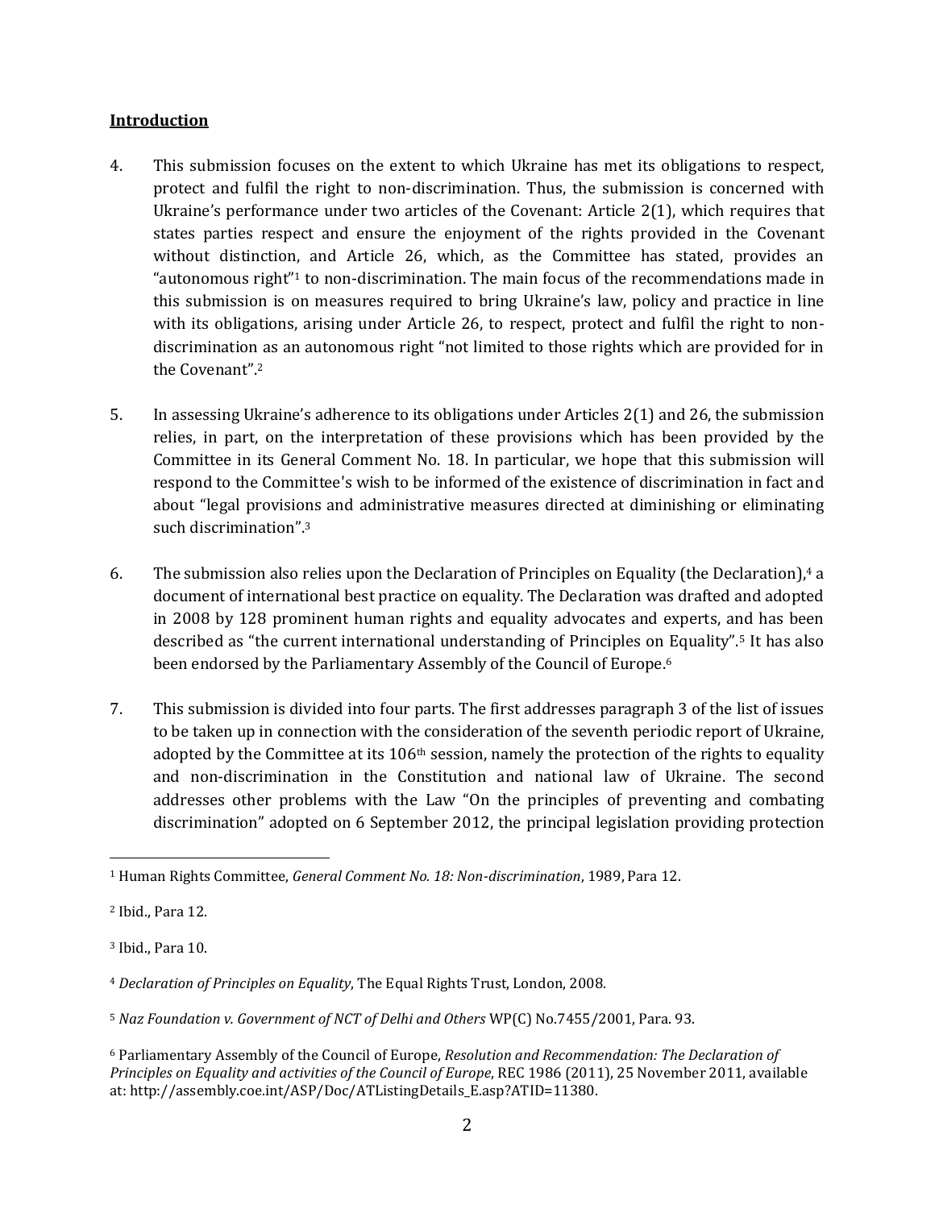**Introduction**

4. This submission focuses on the extent to which Ukraine has met its obligations to respect, protect and fulfil the right to non-discrimination. Thus, the submission is concerned with Ukraine's performance under two articles of the Covenant: Article 2(1), which requires that states parties respect and ensure the enjoyment of the rights provided in the Covenant without distinction, and Article 26, which, as the Committee has stated, provides an "autonomous right"[1] to non-discrimination. The main focus of the recommendations made in this submission is on measures required to bring Ukraine's law, policy and practice in line with its obligations, arising under Article 26, to respect, protect and fulfil the right to non-discrimination as an autonomous right "not limited to those rights which are provided for in the Covenant".[2]

5. In assessing Ukraine's adherence to its obligations under Articles 2(1) and 26, the submission relies, in part, on the interpretation of these provisions which has been provided by the Committee in its General Comment No. 18. In particular, we hope that this submission will respond to the Committee's wish to be informed of the existence of discrimination in fact and about "legal provisions and administrative measures directed at diminishing or eliminating such discrimination".[3]

6. The submission also relies upon the Declaration of Principles on Equality (the Declaration),[4] a document of international best practice on equality. The Declaration was drafted and adopted in 2008 by 128 prominent human rights and equality advocates and experts, and has been described as "the current international understanding of Principles on Equality".[5] It has also been endorsed by the Parliamentary Assembly of the Council of Europe.[6]

7. This submission is divided into four parts. The first addresses paragraph 3 of the list of issues to be taken up in connection with the consideration of the seventh periodic report of Ukraine, adopted by the Committee at its 106th session, namely the protection of the rights to equality and non-discrimination in the Constitution and national law of Ukraine. The second addresses other problems with the Law "On the principles of preventing and combating discrimination" adopted on 6 September 2012, the principal legislation providing protection

---

[1] Human Rights Committee, *General Comment No. 18: Non-discrimination*, 1989, Para 12.

[2] Ibid., Para 12.

[3] Ibid., Para 10.

[4] *Declaration of Principles on Equality*, The Equal Rights Trust, London, 2008.

[5] *Naz Foundation v. Government of NCT of Delhi and Others* WP(C) No.7455/2001, Para. 93.

[6] Parliamentary Assembly of the Council of Europe, *Resolution and Recommendation: The Declaration of Principles on Equality and activities of the Council of Europe*, REC 1986 (2011), 25 November 2011, available at: http://assembly.coe.int/ASP/Doc/ATListingDetails_E.asp?ATID=11380.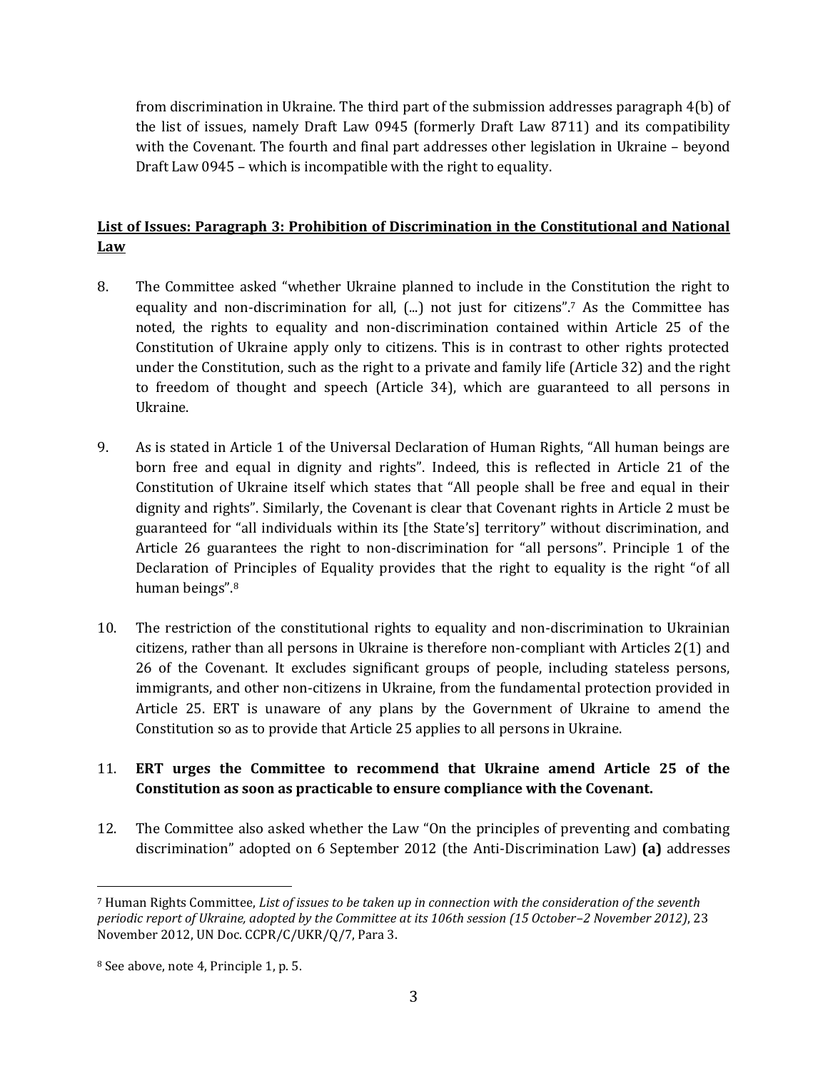from discrimination in Ukraine. The third part of the submission addresses paragraph 4(b) of the list of issues, namely Draft Law 0945 (formerly Draft Law 8711) and its compatibility with the Covenant. The fourth and final part addresses other legislation in Ukraine – beyond Draft Law 0945 – which is incompatible with the right to equality.

## List of Issues: Paragraph 3: Prohibition of Discrimination in the Constitutional and National Law

8. The Committee asked "whether Ukraine planned to include in the Constitution the right to equality and non-discrimination for all, (...) not just for citizens".[7] As the Committee has noted, the rights to equality and non-discrimination contained within Article 25 of the Constitution of Ukraine apply only to citizens. This is in contrast to other rights protected under the Constitution, such as the right to a private and family life (Article 32) and the right to freedom of thought and speech (Article 34), which are guaranteed to all persons in Ukraine.

9. As is stated in Article 1 of the Universal Declaration of Human Rights, "All human beings are born free and equal in dignity and rights". Indeed, this is reflected in Article 21 of the Constitution of Ukraine itself which states that "All people shall be free and equal in their dignity and rights". Similarly, the Covenant is clear that Covenant rights in Article 2 must be guaranteed for "all individuals within its [the State's] territory" without discrimination, and Article 26 guarantees the right to non-discrimination for "all persons". Principle 1 of the Declaration of Principles of Equality provides that the right to equality is the right "of all human beings".[8]

10. The restriction of the constitutional rights to equality and non-discrimination to Ukrainian citizens, rather than all persons in Ukraine is therefore non-compliant with Articles 2(1) and 26 of the Covenant. It excludes significant groups of people, including stateless persons, immigrants, and other non-citizens in Ukraine, from the fundamental protection provided in Article 25. ERT is unaware of any plans by the Government of Ukraine to amend the Constitution so as to provide that Article 25 applies to all persons in Ukraine.

11. **ERT urges the Committee to recommend that Ukraine amend Article 25 of the Constitution as soon as practicable to ensure compliance with the Covenant.**

12. The Committee also asked whether the Law "On the principles of preventing and combating discrimination" adopted on 6 September 2012 (the Anti-Discrimination Law) **(a)** addresses

---

[7] Human Rights Committee, *List of issues to be taken up in connection with the consideration of the seventh periodic report of Ukraine, adopted by the Committee at its 106th session (15 October–2 November 2012)*, 23 November 2012, UN Doc. CCPR/C/UKR/Q/7, Para 3.

[8] See above, note 4, Principle 1, p. 5.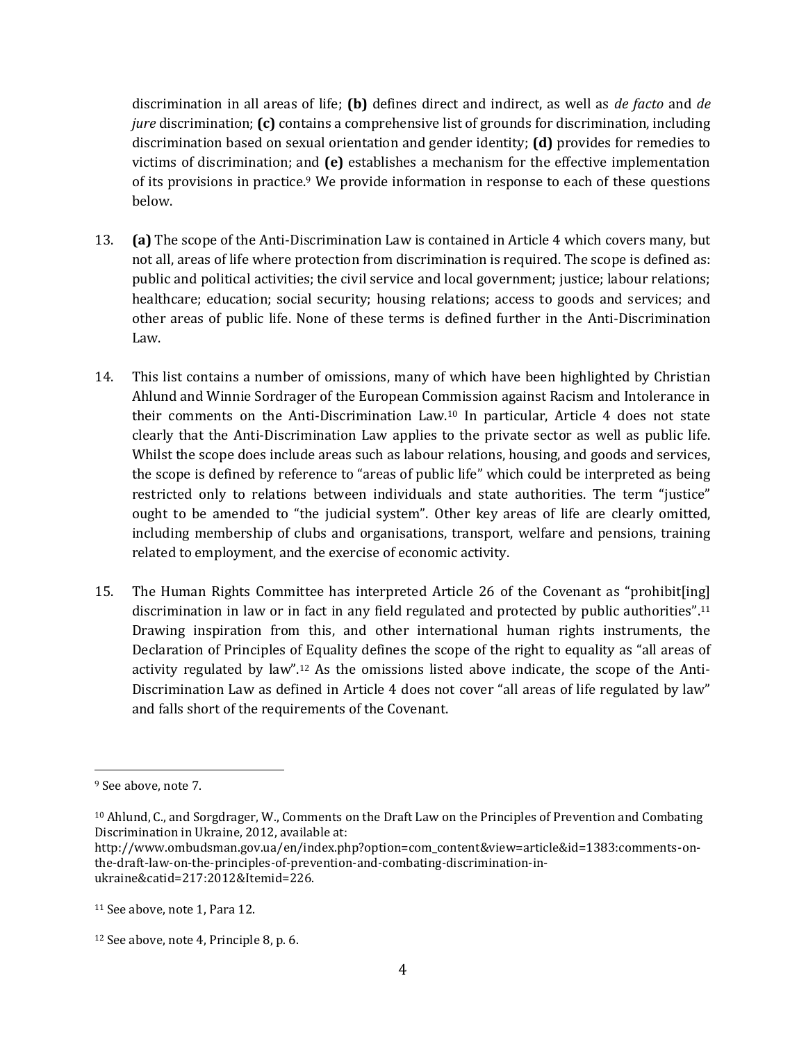discrimination in all areas of life; **(b)** defines direct and indirect, as well as *de facto* and *de jure* discrimination; **(c)** contains a comprehensive list of grounds for discrimination, including discrimination based on sexual orientation and gender identity; **(d)** provides for remedies to victims of discrimination; and **(e)** establishes a mechanism for the effective implementation of its provisions in practice.[9] We provide information in response to each of these questions below.

13. **(a)** The scope of the Anti-Discrimination Law is contained in Article 4 which covers many, but not all, areas of life where protection from discrimination is required. The scope is defined as: public and political activities; the civil service and local government; justice; labour relations; healthcare; education; social security; housing relations; access to goods and services; and other areas of public life. None of these terms is defined further in the Anti-Discrimination Law.

14. This list contains a number of omissions, many of which have been highlighted by Christian Ahlund and Winnie Sordrager of the European Commission against Racism and Intolerance in their comments on the Anti-Discrimination Law.[10] In particular, Article 4 does not state clearly that the Anti-Discrimination Law applies to the private sector as well as public life. Whilst the scope does include areas such as labour relations, housing, and goods and services, the scope is defined by reference to "areas of public life" which could be interpreted as being restricted only to relations between individuals and state authorities. The term "justice" ought to be amended to "the judicial system". Other key areas of life are clearly omitted, including membership of clubs and organisations, transport, welfare and pensions, training related to employment, and the exercise of economic activity.

15. The Human Rights Committee has interpreted Article 26 of the Covenant as "prohibit[ing] discrimination in law or in fact in any field regulated and protected by public authorities".[11] Drawing inspiration from this, and other international human rights instruments, the Declaration of Principles of Equality defines the scope of the right to equality as "all areas of activity regulated by law".[12] As the omissions listed above indicate, the scope of the Anti-Discrimination Law as defined in Article 4 does not cover "all areas of life regulated by law" and falls short of the requirements of the Covenant.

---

[9] See above, note 7.

[10] Ahlund, C., and Sorgdrager, W., Comments on the Draft Law on the Principles of Prevention and Combating Discrimination in Ukraine, 2012, available at: http://www.ombudsman.gov.ua/en/index.php?option=com_content&view=article&id=1383:comments-on-the-draft-law-on-the-principles-of-prevention-and-combating-discrimination-in-ukraine&catid=217:2012&Itemid=226.

[11] See above, note 1, Para 12.

[12] See above, note 4, Principle 8, p. 6.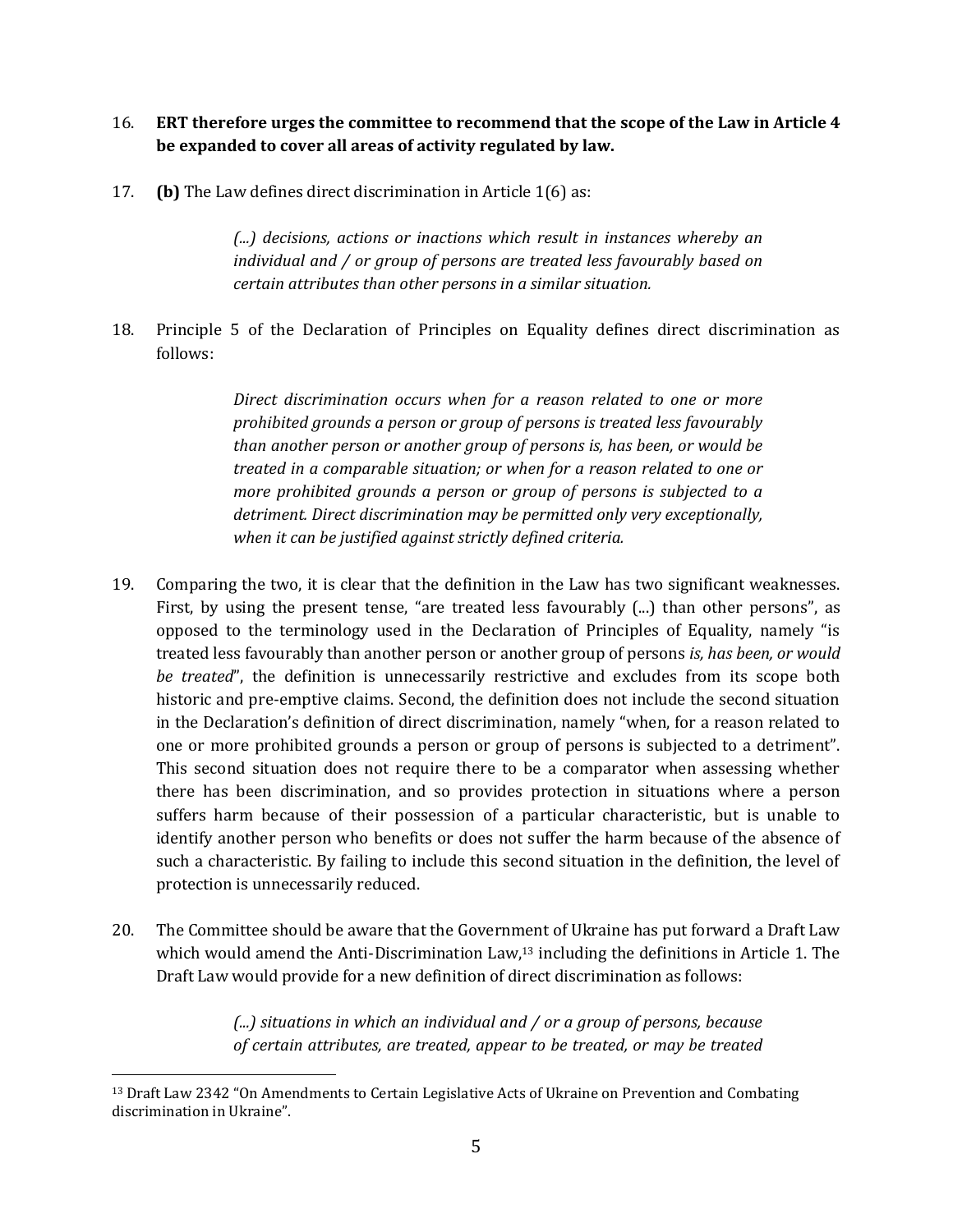16. **ERT therefore urges the committee to recommend that the scope of the Law in Article 4 be expanded to cover all areas of activity regulated by law.**

17. **(b)** The Law defines direct discrimination in Article 1(6) as:

> *(...) decisions, actions or inactions which result in instances whereby an individual and / or group of persons are treated less favourably based on certain attributes than other persons in a similar situation.*

18. Principle 5 of the Declaration of Principles on Equality defines direct discrimination as follows:

> *Direct discrimination occurs when for a reason related to one or more prohibited grounds a person or group of persons is treated less favourably than another person or another group of persons is, has been, or would be treated in a comparable situation; or when for a reason related to one or more prohibited grounds a person or group of persons is subjected to a detriment. Direct discrimination may be permitted only very exceptionally, when it can be justified against strictly defined criteria.*

19. Comparing the two, it is clear that the definition in the Law has two significant weaknesses. First, by using the present tense, "are treated less favourably (...) than other persons", as opposed to the terminology used in the Declaration of Principles of Equality, namely "is treated less favourably than another person or another group of persons *is, has been, or would be treated*", the definition is unnecessarily restrictive and excludes from its scope both historic and pre-emptive claims. Second, the definition does not include the second situation in the Declaration's definition of direct discrimination, namely "when, for a reason related to one or more prohibited grounds a person or group of persons is subjected to a detriment". This second situation does not require there to be a comparator when assessing whether there has been discrimination, and so provides protection in situations where a person suffers harm because of their possession of a particular characteristic, but is unable to identify another person who benefits or does not suffer the harm because of the absence of such a characteristic. By failing to include this second situation in the definition, the level of protection is unnecessarily reduced.

20. The Committee should be aware that the Government of Ukraine has put forward a Draft Law which would amend the Anti-Discrimination Law,[13] including the definitions in Article 1. The Draft Law would provide for a new definition of direct discrimination as follows:

> *(...) situations in which an individual and / or a group of persons, because of certain attributes, are treated, appear to be treated, or may be treated*

---

[13] Draft Law 2342 "On Amendments to Certain Legislative Acts of Ukraine on Prevention and Combating discrimination in Ukraine".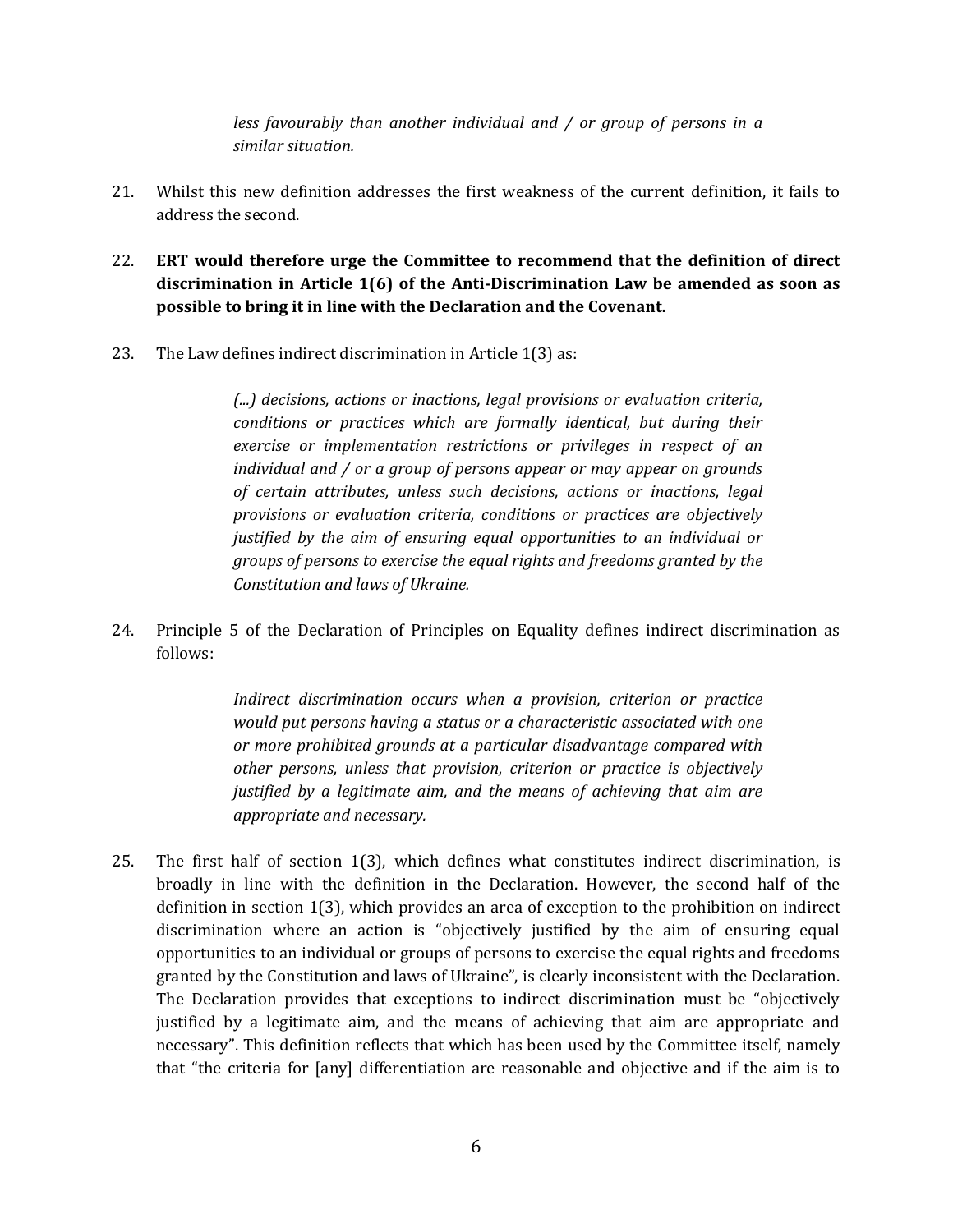> *less favourably than another individual and / or group of persons in a similar situation.*

21. Whilst this new definition addresses the first weakness of the current definition, it fails to address the second.

22. **ERT would therefore urge the Committee to recommend that the definition of direct discrimination in Article 1(6) of the Anti-Discrimination Law be amended as soon as possible to bring it in line with the Declaration and the Covenant.**

23. The Law defines indirect discrimination in Article 1(3) as:

> *(...) decisions, actions or inactions, legal provisions or evaluation criteria, conditions or practices which are formally identical, but during their exercise or implementation restrictions or privileges in respect of an individual and / or a group of persons appear or may appear on grounds of certain attributes, unless such decisions, actions or inactions, legal provisions or evaluation criteria, conditions or practices are objectively justified by the aim of ensuring equal opportunities to an individual or groups of persons to exercise the equal rights and freedoms granted by the Constitution and laws of Ukraine.*

24. Principle 5 of the Declaration of Principles on Equality defines indirect discrimination as follows:

> *Indirect discrimination occurs when a provision, criterion or practice would put persons having a status or a characteristic associated with one or more prohibited grounds at a particular disadvantage compared with other persons, unless that provision, criterion or practice is objectively justified by a legitimate aim, and the means of achieving that aim are appropriate and necessary.*

25. The first half of section 1(3), which defines what constitutes indirect discrimination, is broadly in line with the definition in the Declaration. However, the second half of the definition in section 1(3), which provides an area of exception to the prohibition on indirect discrimination where an action is "objectively justified by the aim of ensuring equal opportunities to an individual or groups of persons to exercise the equal rights and freedoms granted by the Constitution and laws of Ukraine", is clearly inconsistent with the Declaration. The Declaration provides that exceptions to indirect discrimination must be "objectively justified by a legitimate aim, and the means of achieving that aim are appropriate and necessary". This definition reflects that which has been used by the Committee itself, namely that "the criteria for [any] differentiation are reasonable and objective and if the aim is to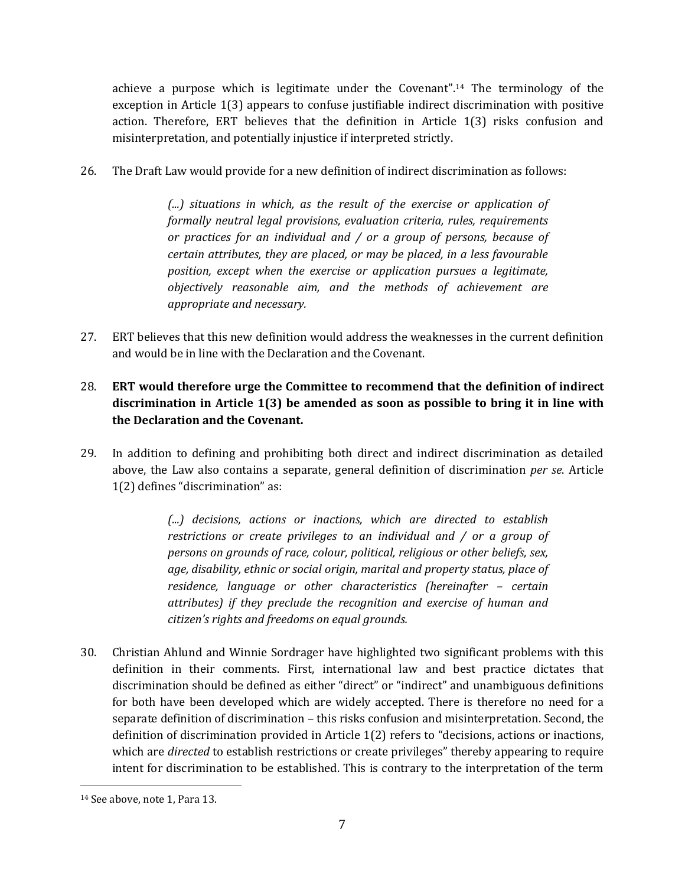achieve a purpose which is legitimate under the Covenant".[14] The terminology of the exception in Article 1(3) appears to confuse justifiable indirect discrimination with positive action. Therefore, ERT believes that the definition in Article 1(3) risks confusion and misinterpretation, and potentially injustice if interpreted strictly.

26. The Draft Law would provide for a new definition of indirect discrimination as follows:

> *(...) situations in which, as the result of the exercise or application of formally neutral legal provisions, evaluation criteria, rules, requirements or practices for an individual and / or a group of persons, because of certain attributes, they are placed, or may be placed, in a less favourable position, except when the exercise or application pursues a legitimate, objectively reasonable aim, and the methods of achievement are appropriate and necessary.*

27. ERT believes that this new definition would address the weaknesses in the current definition and would be in line with the Declaration and the Covenant.

28. **ERT would therefore urge the Committee to recommend that the definition of indirect discrimination in Article 1(3) be amended as soon as possible to bring it in line with the Declaration and the Covenant.**

29. In addition to defining and prohibiting both direct and indirect discrimination as detailed above, the Law also contains a separate, general definition of discrimination *per se*. Article 1(2) defines "discrimination" as:

> *(...) decisions, actions or inactions, which are directed to establish restrictions or create privileges to an individual and / or a group of persons on grounds of race, colour, political, religious or other beliefs, sex, age, disability, ethnic or social origin, marital and property status, place of residence, language or other characteristics (hereinafter – certain attributes) if they preclude the recognition and exercise of human and citizen's rights and freedoms on equal grounds.*

30. Christian Ahlund and Winnie Sordrager have highlighted two significant problems with this definition in their comments. First, international law and best practice dictates that discrimination should be defined as either "direct" or "indirect" and unambiguous definitions for both have been developed which are widely accepted. There is therefore no need for a separate definition of discrimination – this risks confusion and misinterpretation. Second, the definition of discrimination provided in Article 1(2) refers to "decisions, actions or inactions, which are *directed* to establish restrictions or create privileges" thereby appearing to require intent for discrimination to be established. This is contrary to the interpretation of the term

---

[14] See above, note 1, Para 13.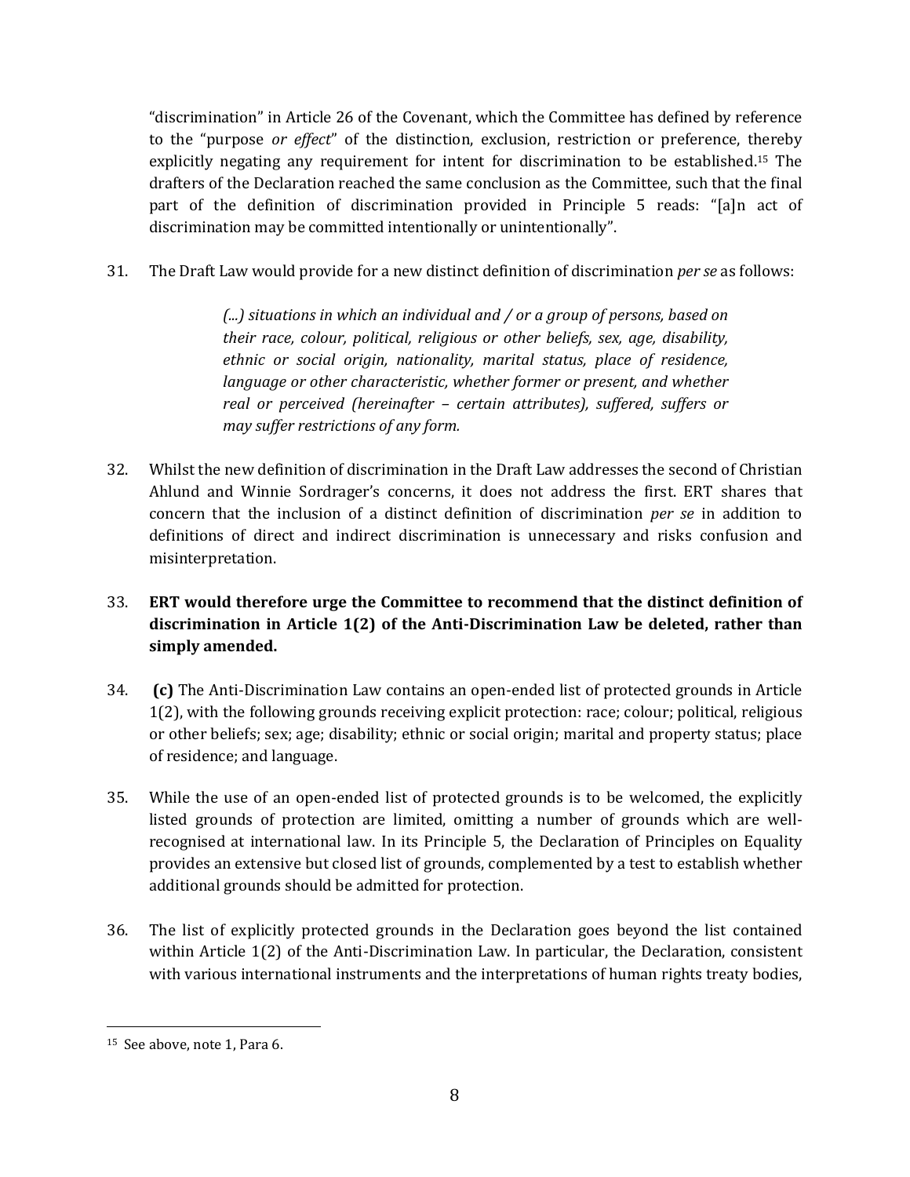"discrimination" in Article 26 of the Covenant, which the Committee has defined by reference to the "purpose *or effect*" of the distinction, exclusion, restriction or preference, thereby explicitly negating any requirement for intent for discrimination to be established.[15] The drafters of the Declaration reached the same conclusion as the Committee, such that the final part of the definition of discrimination provided in Principle 5 reads: "[a]n act of discrimination may be committed intentionally or unintentionally".

31. The Draft Law would provide for a new distinct definition of discrimination *per se* as follows:

> *(...) situations in which an individual and / or a group of persons, based on their race, colour, political, religious or other beliefs, sex, age, disability, ethnic or social origin, nationality, marital status, place of residence, language or other characteristic, whether former or present, and whether real or perceived (hereinafter – certain attributes), suffered, suffers or may suffer restrictions of any form.*

32. Whilst the new definition of discrimination in the Draft Law addresses the second of Christian Ahlund and Winnie Sordrager's concerns, it does not address the first. ERT shares that concern that the inclusion of a distinct definition of discrimination *per se* in addition to definitions of direct and indirect discrimination is unnecessary and risks confusion and misinterpretation.

33. **ERT would therefore urge the Committee to recommend that the distinct definition of discrimination in Article 1(2) of the Anti-Discrimination Law be deleted, rather than simply amended.**

34. **(c)** The Anti-Discrimination Law contains an open-ended list of protected grounds in Article 1(2), with the following grounds receiving explicit protection: race; colour; political, religious or other beliefs; sex; age; disability; ethnic or social origin; marital and property status; place of residence; and language.

35. While the use of an open-ended list of protected grounds is to be welcomed, the explicitly listed grounds of protection are limited, omitting a number of grounds which are well-recognised at international law. In its Principle 5, the Declaration of Principles on Equality provides an extensive but closed list of grounds, complemented by a test to establish whether additional grounds should be admitted for protection.

36. The list of explicitly protected grounds in the Declaration goes beyond the list contained within Article 1(2) of the Anti-Discrimination Law. In particular, the Declaration, consistent with various international instruments and the interpretations of human rights treaty bodies,

---

[15] See above, note 1, Para 6.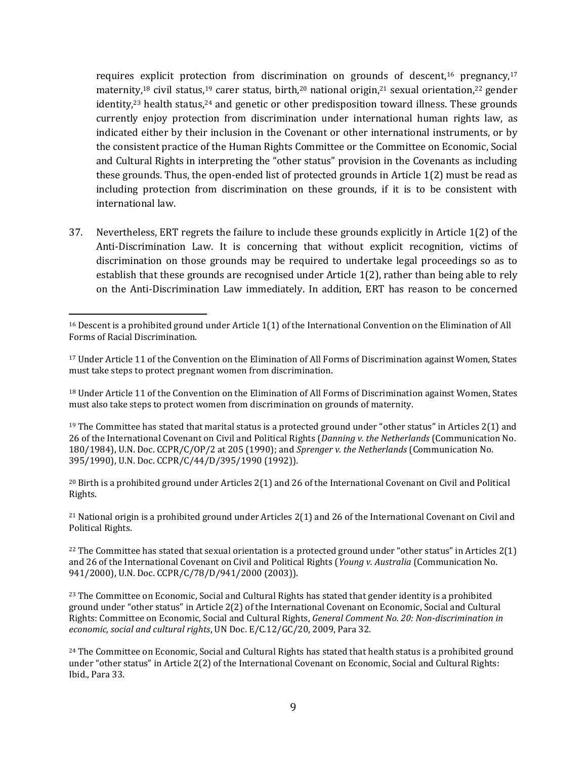requires explicit protection from discrimination on grounds of descent,[16] pregnancy,[17] maternity,[18] civil status,[19] carer status, birth,[20] national origin,[21] sexual orientation,[22] gender identity,[23] health status,[24] and genetic or other predisposition toward illness. These grounds currently enjoy protection from discrimination under international human rights law, as indicated either by their inclusion in the Covenant or other international instruments, or by the consistent practice of the Human Rights Committee or the Committee on Economic, Social and Cultural Rights in interpreting the "other status" provision in the Covenants as including these grounds. Thus, the open-ended list of protected grounds in Article 1(2) must be read as including protection from discrimination on these grounds, if it is to be consistent with international law.

37. Nevertheless, ERT regrets the failure to include these grounds explicitly in Article 1(2) of the Anti-Discrimination Law. It is concerning that without explicit recognition, victims of discrimination on those grounds may be required to undertake legal proceedings so as to establish that these grounds are recognised under Article 1(2), rather than being able to rely on the Anti-Discrimination Law immediately. In addition, ERT has reason to be concerned

---

[16] Descent is a prohibited ground under Article 1(1) of the International Convention on the Elimination of All Forms of Racial Discrimination.

[17] Under Article 11 of the Convention on the Elimination of All Forms of Discrimination against Women, States must take steps to protect pregnant women from discrimination.

[18] Under Article 11 of the Convention on the Elimination of All Forms of Discrimination against Women, States must also take steps to protect women from discrimination on grounds of maternity.

[19] The Committee has stated that marital status is a protected ground under "other status" in Articles 2(1) and 26 of the International Covenant on Civil and Political Rights (*Danning v. the Netherlands* (Communication No. 180/1984), U.N. Doc. CCPR/C/OP/2 at 205 (1990); and *Sprenger v. the Netherlands* (Communication No. 395/1990), U.N. Doc. CCPR/C/44/D/395/1990 (1992)).

[20] Birth is a prohibited ground under Articles 2(1) and 26 of the International Covenant on Civil and Political Rights.

[21] National origin is a prohibited ground under Articles 2(1) and 26 of the International Covenant on Civil and Political Rights.

[22] The Committee has stated that sexual orientation is a protected ground under "other status" in Articles 2(1) and 26 of the International Covenant on Civil and Political Rights (*Young v. Australia* (Communication No. 941/2000), U.N. Doc. CCPR/C/78/D/941/2000 (2003)).

[23] The Committee on Economic, Social and Cultural Rights has stated that gender identity is a prohibited ground under "other status" in Article 2(2) of the International Covenant on Economic, Social and Cultural Rights: Committee on Economic, Social and Cultural Rights, *General Comment No. 20: Non-discrimination in economic, social and cultural rights*, UN Doc. E/C.12/GC/20, 2009, Para 32.

[24] The Committee on Economic, Social and Cultural Rights has stated that health status is a prohibited ground under "other status" in Article 2(2) of the International Covenant on Economic, Social and Cultural Rights: Ibid., Para 33.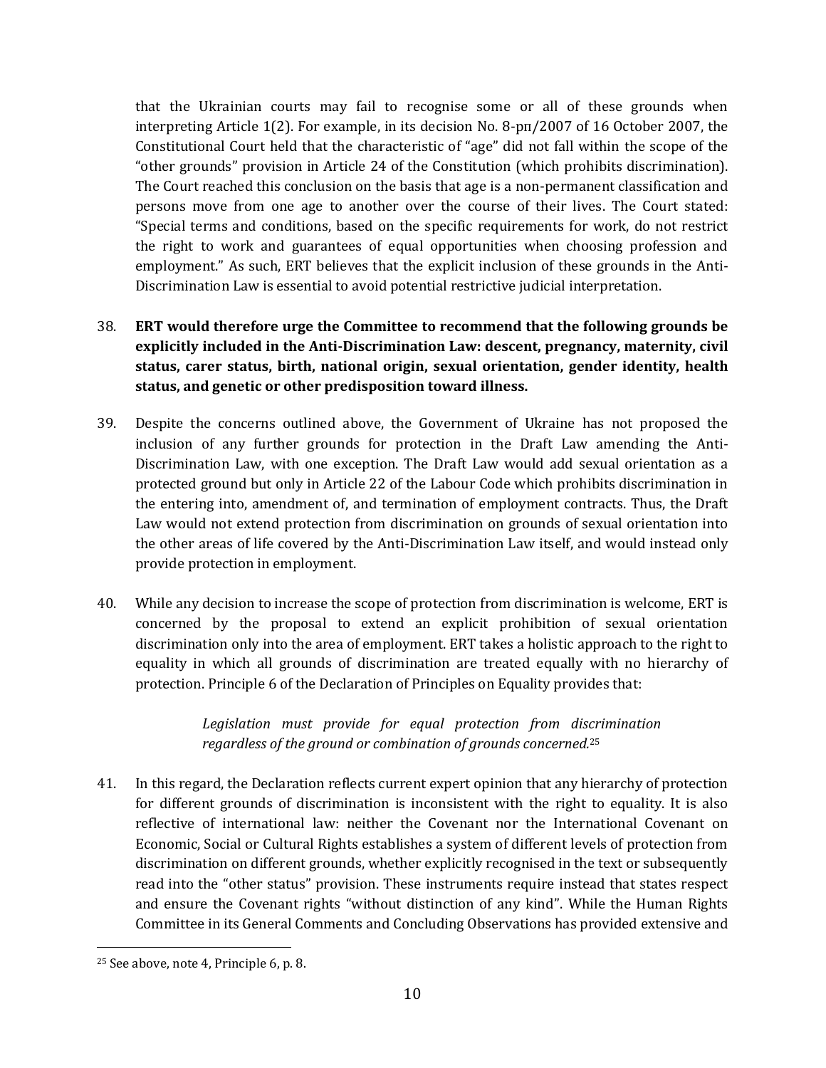that the Ukrainian courts may fail to recognise some or all of these grounds when interpreting Article 1(2). For example, in its decision No. 8-рп/2007 of 16 October 2007, the Constitutional Court held that the characteristic of "age" did not fall within the scope of the "other grounds" provision in Article 24 of the Constitution (which prohibits discrimination). The Court reached this conclusion on the basis that age is a non-permanent classification and persons move from one age to another over the course of their lives. The Court stated: "Special terms and conditions, based on the specific requirements for work, do not restrict the right to work and guarantees of equal opportunities when choosing profession and employment." As such, ERT believes that the explicit inclusion of these grounds in the Anti-Discrimination Law is essential to avoid potential restrictive judicial interpretation.

38. **ERT would therefore urge the Committee to recommend that the following grounds be explicitly included in the Anti-Discrimination Law: descent, pregnancy, maternity, civil status, carer status, birth, national origin, sexual orientation, gender identity, health status, and genetic or other predisposition toward illness.**

39. Despite the concerns outlined above, the Government of Ukraine has not proposed the inclusion of any further grounds for protection in the Draft Law amending the Anti-Discrimination Law, with one exception. The Draft Law would add sexual orientation as a protected ground but only in Article 22 of the Labour Code which prohibits discrimination in the entering into, amendment of, and termination of employment contracts. Thus, the Draft Law would not extend protection from discrimination on grounds of sexual orientation into the other areas of life covered by the Anti-Discrimination Law itself, and would instead only provide protection in employment.

40. While any decision to increase the scope of protection from discrimination is welcome, ERT is concerned by the proposal to extend an explicit prohibition of sexual orientation discrimination only into the area of employment. ERT takes a holistic approach to the right to equality in which all grounds of discrimination are treated equally with no hierarchy of protection. Principle 6 of the Declaration of Principles on Equality provides that:

> *Legislation must provide for equal protection from discrimination regardless of the ground or combination of grounds concerned.*[25]

41. In this regard, the Declaration reflects current expert opinion that any hierarchy of protection for different grounds of discrimination is inconsistent with the right to equality. It is also reflective of international law: neither the Covenant nor the International Covenant on Economic, Social or Cultural Rights establishes a system of different levels of protection from discrimination on different grounds, whether explicitly recognised in the text or subsequently read into the "other status" provision. These instruments require instead that states respect and ensure the Covenant rights "without distinction of any kind". While the Human Rights Committee in its General Comments and Concluding Observations has provided extensive and

---

[25] See above, note 4, Principle 6, p. 8.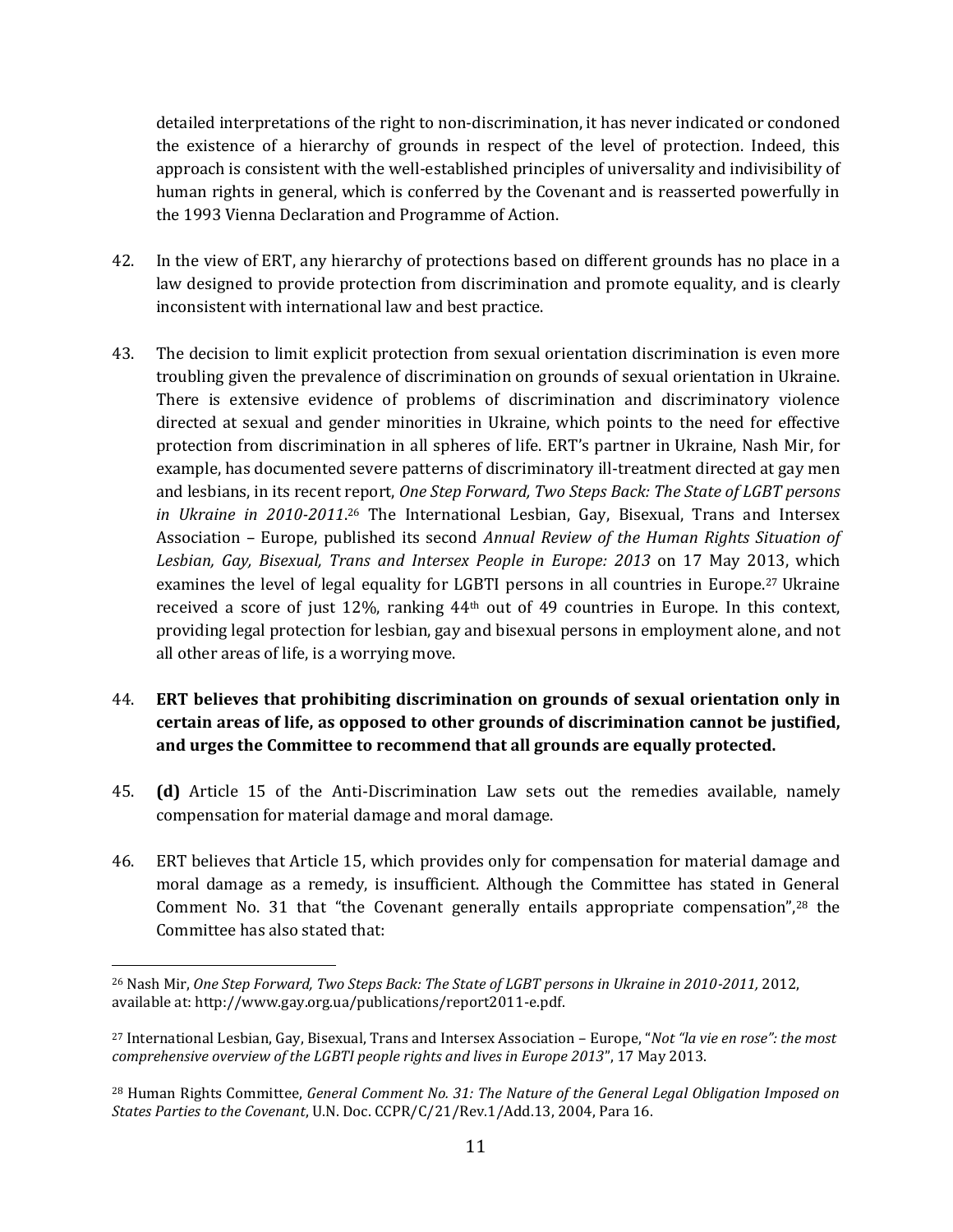detailed interpretations of the right to non-discrimination, it has never indicated or condoned the existence of a hierarchy of grounds in respect of the level of protection. Indeed, this approach is consistent with the well-established principles of universality and indivisibility of human rights in general, which is conferred by the Covenant and is reasserted powerfully in the 1993 Vienna Declaration and Programme of Action.

42. In the view of ERT, any hierarchy of protections based on different grounds has no place in a law designed to provide protection from discrimination and promote equality, and is clearly inconsistent with international law and best practice.

43. The decision to limit explicit protection from sexual orientation discrimination is even more troubling given the prevalence of discrimination on grounds of sexual orientation in Ukraine. There is extensive evidence of problems of discrimination and discriminatory violence directed at sexual and gender minorities in Ukraine, which points to the need for effective protection from discrimination in all spheres of life. ERT's partner in Ukraine, Nash Mir, for example, has documented severe patterns of discriminatory ill-treatment directed at gay men and lesbians, in its recent report, *One Step Forward, Two Steps Back: The State of LGBT persons in Ukraine in 2010-2011*.[26] The International Lesbian, Gay, Bisexual, Trans and Intersex Association – Europe, published its second *Annual Review of the Human Rights Situation of Lesbian, Gay, Bisexual, Trans and Intersex People in Europe: 2013* on 17 May 2013, which examines the level of legal equality for LGBTI persons in all countries in Europe.[27] Ukraine received a score of just 12%, ranking 44th out of 49 countries in Europe. In this context, providing legal protection for lesbian, gay and bisexual persons in employment alone, and not all other areas of life, is a worrying move.

44. **ERT believes that prohibiting discrimination on grounds of sexual orientation only in certain areas of life, as opposed to other grounds of discrimination cannot be justified, and urges the Committee to recommend that all grounds are equally protected.**

45. **(d)** Article 15 of the Anti-Discrimination Law sets out the remedies available, namely compensation for material damage and moral damage.

46. ERT believes that Article 15, which provides only for compensation for material damage and moral damage as a remedy, is insufficient. Although the Committee has stated in General Comment No. 31 that "the Covenant generally entails appropriate compensation",[28] the Committee has also stated that:

---

[26] Nash Mir, *One Step Forward, Two Steps Back: The State of LGBT persons in Ukraine in 2010-2011,* 2012, available at: http://www.gay.org.ua/publications/report2011-e.pdf.

[27] International Lesbian, Gay, Bisexual, Trans and Intersex Association – Europe, "*Not "la vie en rose": the most comprehensive overview of the LGBTI people rights and lives in Europe 2013*", 17 May 2013.

[28] Human Rights Committee, *General Comment No. 31: The Nature of the General Legal Obligation Imposed on States Parties to the Covenant*, U.N. Doc. CCPR/C/21/Rev.1/Add.13, 2004, Para 16.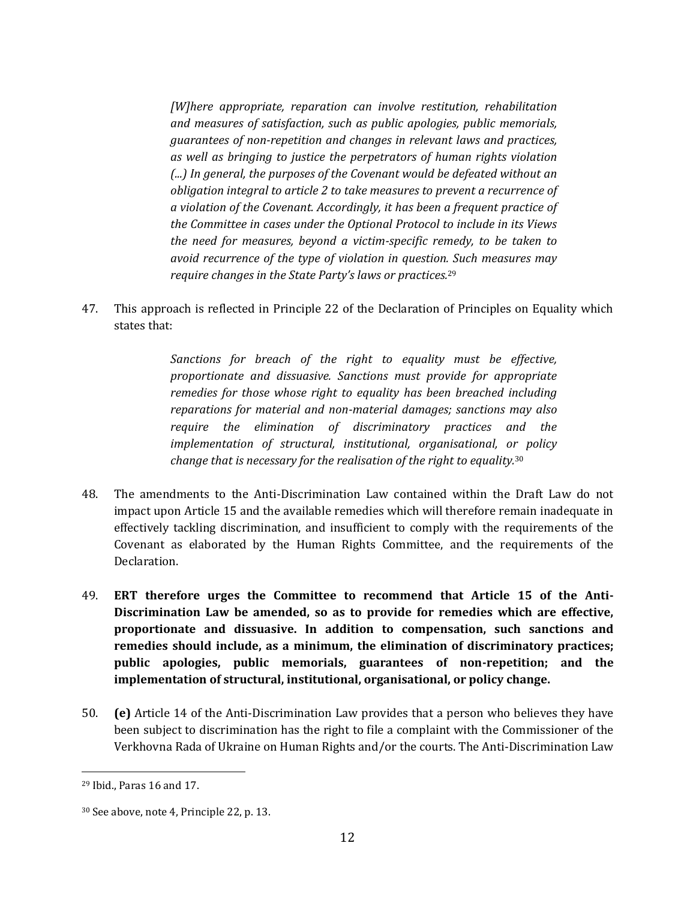> *[W]here appropriate, reparation can involve restitution, rehabilitation and measures of satisfaction, such as public apologies, public memorials, guarantees of non-repetition and changes in relevant laws and practices, as well as bringing to justice the perpetrators of human rights violation (...) In general, the purposes of the Covenant would be defeated without an obligation integral to article 2 to take measures to prevent a recurrence of a violation of the Covenant. Accordingly, it has been a frequent practice of the Committee in cases under the Optional Protocol to include in its Views the need for measures, beyond a victim-specific remedy, to be taken to avoid recurrence of the type of violation in question. Such measures may require changes in the State Party's laws or practices.*[29]

47. This approach is reflected in Principle 22 of the Declaration of Principles on Equality which states that:

> *Sanctions for breach of the right to equality must be effective, proportionate and dissuasive. Sanctions must provide for appropriate remedies for those whose right to equality has been breached including reparations for material and non-material damages; sanctions may also require the elimination of discriminatory practices and the implementation of structural, institutional, organisational, or policy change that is necessary for the realisation of the right to equality.*[30]

48. The amendments to the Anti-Discrimination Law contained within the Draft Law do not impact upon Article 15 and the available remedies which will therefore remain inadequate in effectively tackling discrimination, and insufficient to comply with the requirements of the Covenant as elaborated by the Human Rights Committee, and the requirements of the Declaration.

49. **ERT therefore urges the Committee to recommend that Article 15 of the Anti-Discrimination Law be amended, so as to provide for remedies which are effective, proportionate and dissuasive. In addition to compensation, such sanctions and remedies should include, as a minimum, the elimination of discriminatory practices; public apologies, public memorials, guarantees of non-repetition; and the implementation of structural, institutional, organisational, or policy change.**

50. **(e)** Article 14 of the Anti-Discrimination Law provides that a person who believes they have been subject to discrimination has the right to file a complaint with the Commissioner of the Verkhovna Rada of Ukraine on Human Rights and/or the courts. The Anti-Discrimination Law

---

[29] Ibid., Paras 16 and 17.

[30] See above, note 4, Principle 22, p. 13.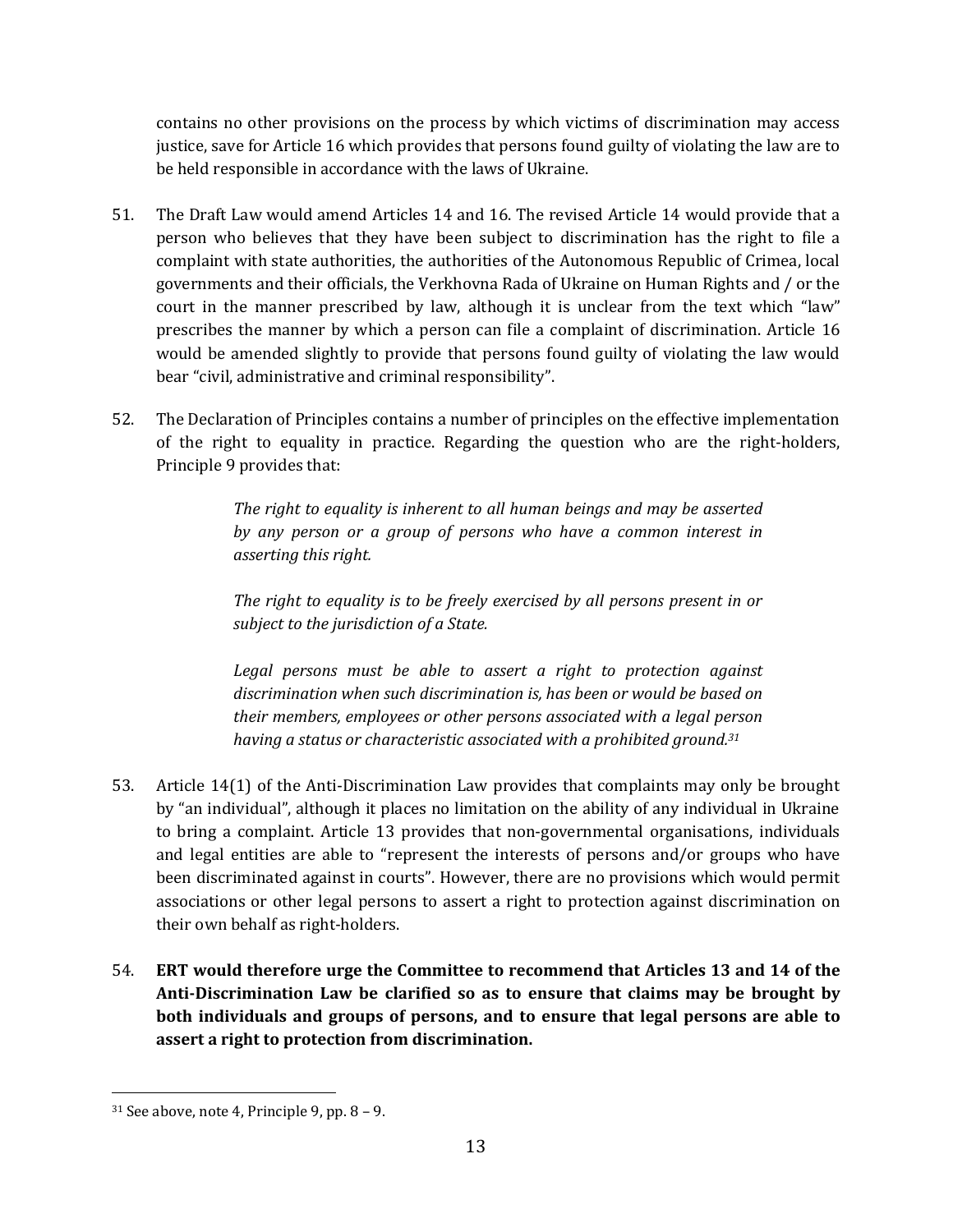contains no other provisions on the process by which victims of discrimination may access justice, save for Article 16 which provides that persons found guilty of violating the law are to be held responsible in accordance with the laws of Ukraine.

51. The Draft Law would amend Articles 14 and 16. The revised Article 14 would provide that a person who believes that they have been subject to discrimination has the right to file a complaint with state authorities, the authorities of the Autonomous Republic of Crimea, local governments and their officials, the Verkhovna Rada of Ukraine on Human Rights and / or the court in the manner prescribed by law, although it is unclear from the text which "law" prescribes the manner by which a person can file a complaint of discrimination. Article 16 would be amended slightly to provide that persons found guilty of violating the law would bear "civil, administrative and criminal responsibility".

52. The Declaration of Principles contains a number of principles on the effective implementation of the right to equality in practice. Regarding the question who are the right-holders, Principle 9 provides that:

> *The right to equality is inherent to all human beings and may be asserted by any person or a group of persons who have a common interest in asserting this right.*
>
> *The right to equality is to be freely exercised by all persons present in or subject to the jurisdiction of a State.*
>
> *Legal persons must be able to assert a right to protection against discrimination when such discrimination is, has been or would be based on their members, employees or other persons associated with a legal person having a status or characteristic associated with a prohibited ground.*[31]

53. Article 14(1) of the Anti-Discrimination Law provides that complaints may only be brought by "an individual", although it places no limitation on the ability of any individual in Ukraine to bring a complaint. Article 13 provides that non-governmental organisations, individuals and legal entities are able to "represent the interests of persons and/or groups who have been discriminated against in courts". However, there are no provisions which would permit associations or other legal persons to assert a right to protection against discrimination on their own behalf as right-holders.

54. **ERT would therefore urge the Committee to recommend that Articles 13 and 14 of the Anti-Discrimination Law be clarified so as to ensure that claims may be brought by both individuals and groups of persons, and to ensure that legal persons are able to assert a right to protection from discrimination.**

---

[31] See above, note 4, Principle 9, pp. 8 – 9.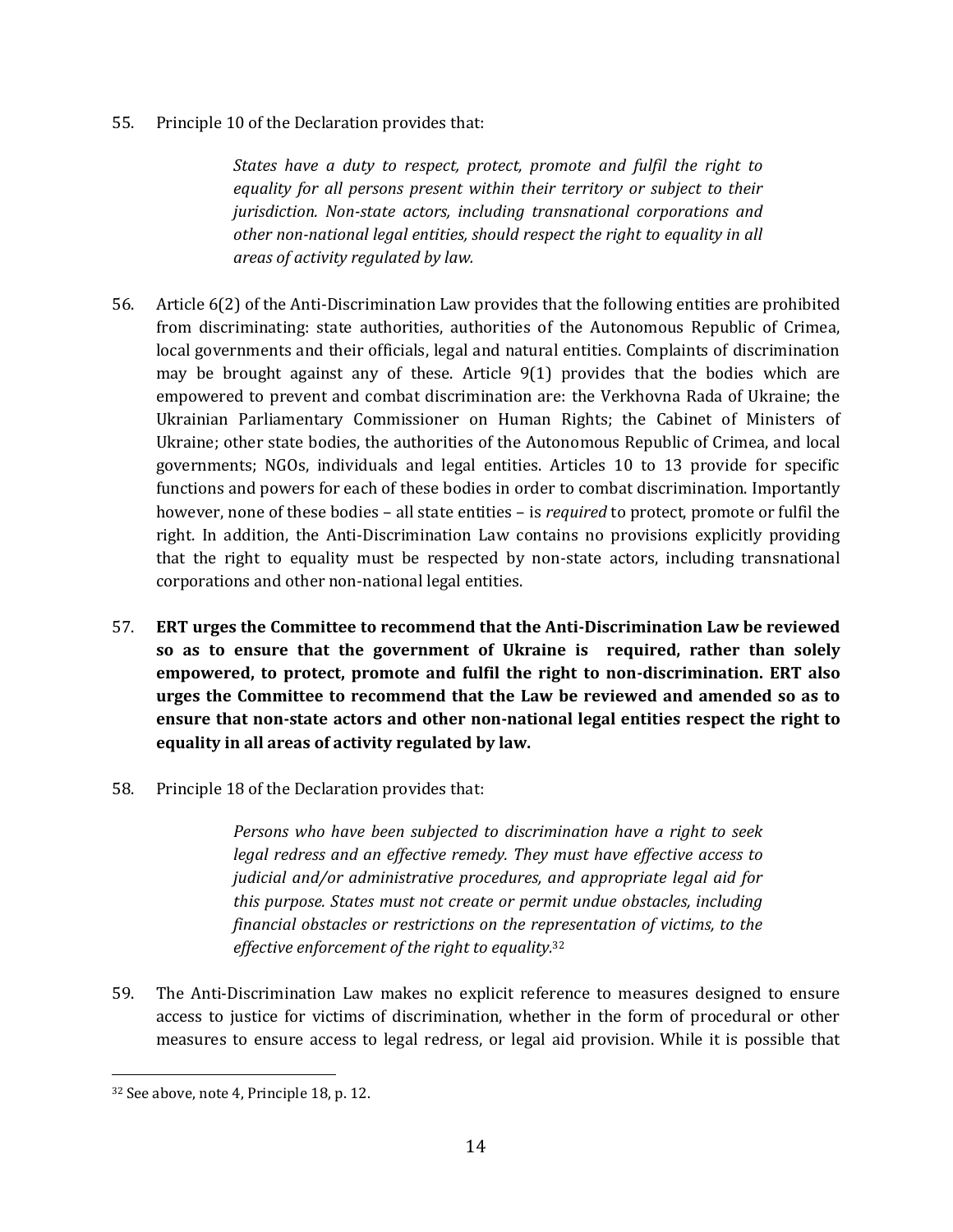55. Principle 10 of the Declaration provides that:

> *States have a duty to respect, protect, promote and fulfil the right to equality for all persons present within their territory or subject to their jurisdiction. Non-state actors, including transnational corporations and other non-national legal entities, should respect the right to equality in all areas of activity regulated by law.*

56. Article 6(2) of the Anti-Discrimination Law provides that the following entities are prohibited from discriminating: state authorities, authorities of the Autonomous Republic of Crimea, local governments and their officials, legal and natural entities. Complaints of discrimination may be brought against any of these. Article 9(1) provides that the bodies which are empowered to prevent and combat discrimination are: the Verkhovna Rada of Ukraine; the Ukrainian Parliamentary Commissioner on Human Rights; the Cabinet of Ministers of Ukraine; other state bodies, the authorities of the Autonomous Republic of Crimea, and local governments; NGOs, individuals and legal entities. Articles 10 to 13 provide for specific functions and powers for each of these bodies in order to combat discrimination. Importantly however, none of these bodies – all state entities – is *required* to protect, promote or fulfil the right. In addition, the Anti-Discrimination Law contains no provisions explicitly providing that the right to equality must be respected by non-state actors, including transnational corporations and other non-national legal entities.

57. **ERT urges the Committee to recommend that the Anti-Discrimination Law be reviewed so as to ensure that the government of Ukraine is required, rather than solely empowered, to protect, promote and fulfil the right to non-discrimination. ERT also urges the Committee to recommend that the Law be reviewed and amended so as to ensure that non-state actors and other non-national legal entities respect the right to equality in all areas of activity regulated by law.**

58. Principle 18 of the Declaration provides that:

> *Persons who have been subjected to discrimination have a right to seek legal redress and an effective remedy. They must have effective access to judicial and/or administrative procedures, and appropriate legal aid for this purpose. States must not create or permit undue obstacles, including financial obstacles or restrictions on the representation of victims, to the effective enforcement of the right to equality.*[32]

59. The Anti-Discrimination Law makes no explicit reference to measures designed to ensure access to justice for victims of discrimination, whether in the form of procedural or other measures to ensure access to legal redress, or legal aid provision. While it is possible that

---

[32] See above, note 4, Principle 18, p. 12.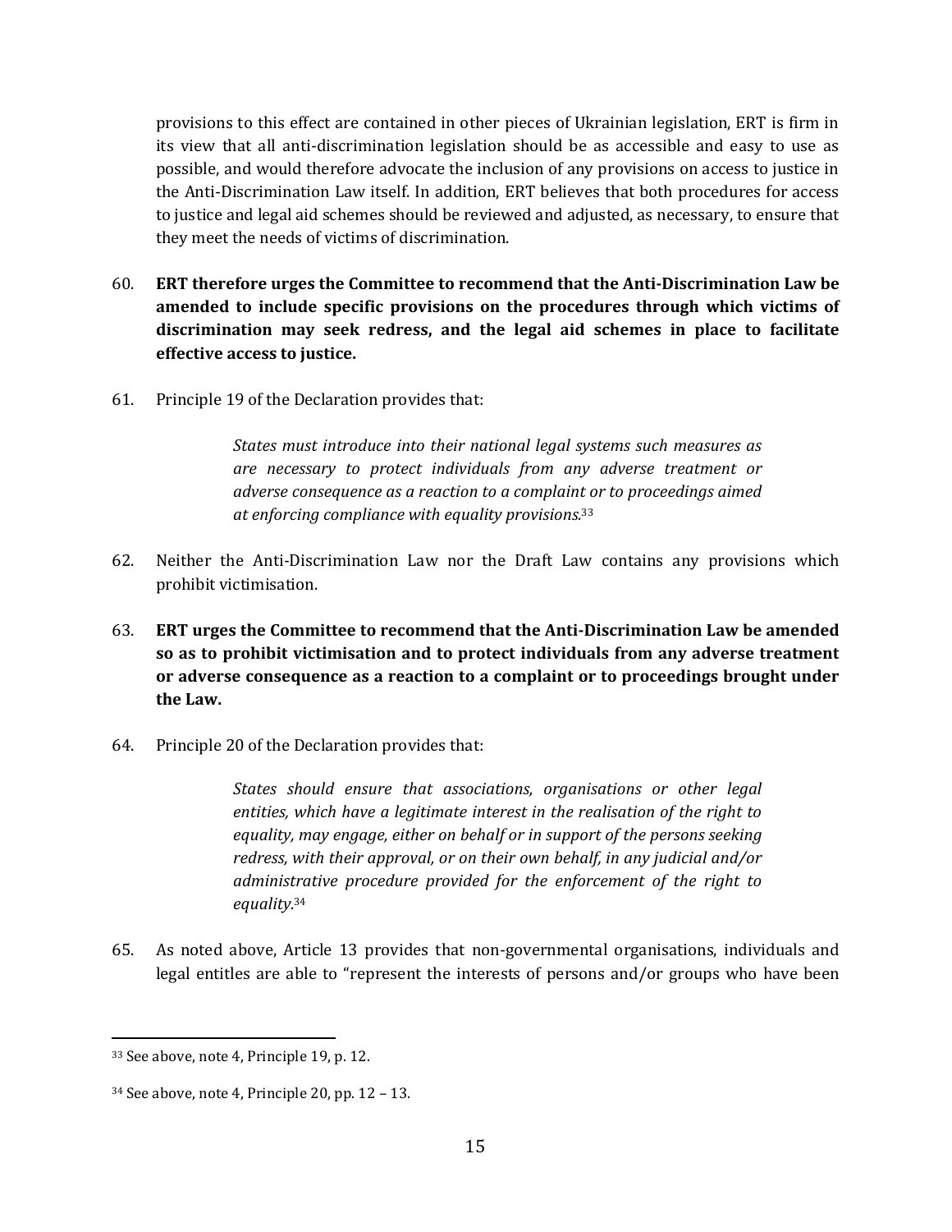provisions to this effect are contained in other pieces of Ukrainian legislation, ERT is firm in its view that all anti-discrimination legislation should be as accessible and easy to use as possible, and would therefore advocate the inclusion of any provisions on access to justice in the Anti-Discrimination Law itself. In addition, ERT believes that both procedures for access to justice and legal aid schemes should be reviewed and adjusted, as necessary, to ensure that they meet the needs of victims of discrimination.

60. **ERT therefore urges the Committee to recommend that the Anti-Discrimination Law be amended to include specific provisions on the procedures through which victims of discrimination may seek redress, and the legal aid schemes in place to facilitate effective access to justice.**

61. Principle 19 of the Declaration provides that:

> *States must introduce into their national legal systems such measures as are necessary to protect individuals from any adverse treatment or adverse consequence as a reaction to a complaint or to proceedings aimed at enforcing compliance with equality provisions.*[33]

62. Neither the Anti-Discrimination Law nor the Draft Law contains any provisions which prohibit victimisation.

63. **ERT urges the Committee to recommend that the Anti-Discrimination Law be amended so as to prohibit victimisation and to protect individuals from any adverse treatment or adverse consequence as a reaction to a complaint or to proceedings brought under the Law.**

64. Principle 20 of the Declaration provides that:

> *States should ensure that associations, organisations or other legal entities, which have a legitimate interest in the realisation of the right to equality, may engage, either on behalf or in support of the persons seeking redress, with their approval, or on their own behalf, in any judicial and/or administrative procedure provided for the enforcement of the right to equality.*[34]

65. As noted above, Article 13 provides that non-governmental organisations, individuals and legal entitles are able to "represent the interests of persons and/or groups who have been

---

[33] See above, note 4, Principle 19, p. 12.

[34] See above, note 4, Principle 20, pp. 12 – 13.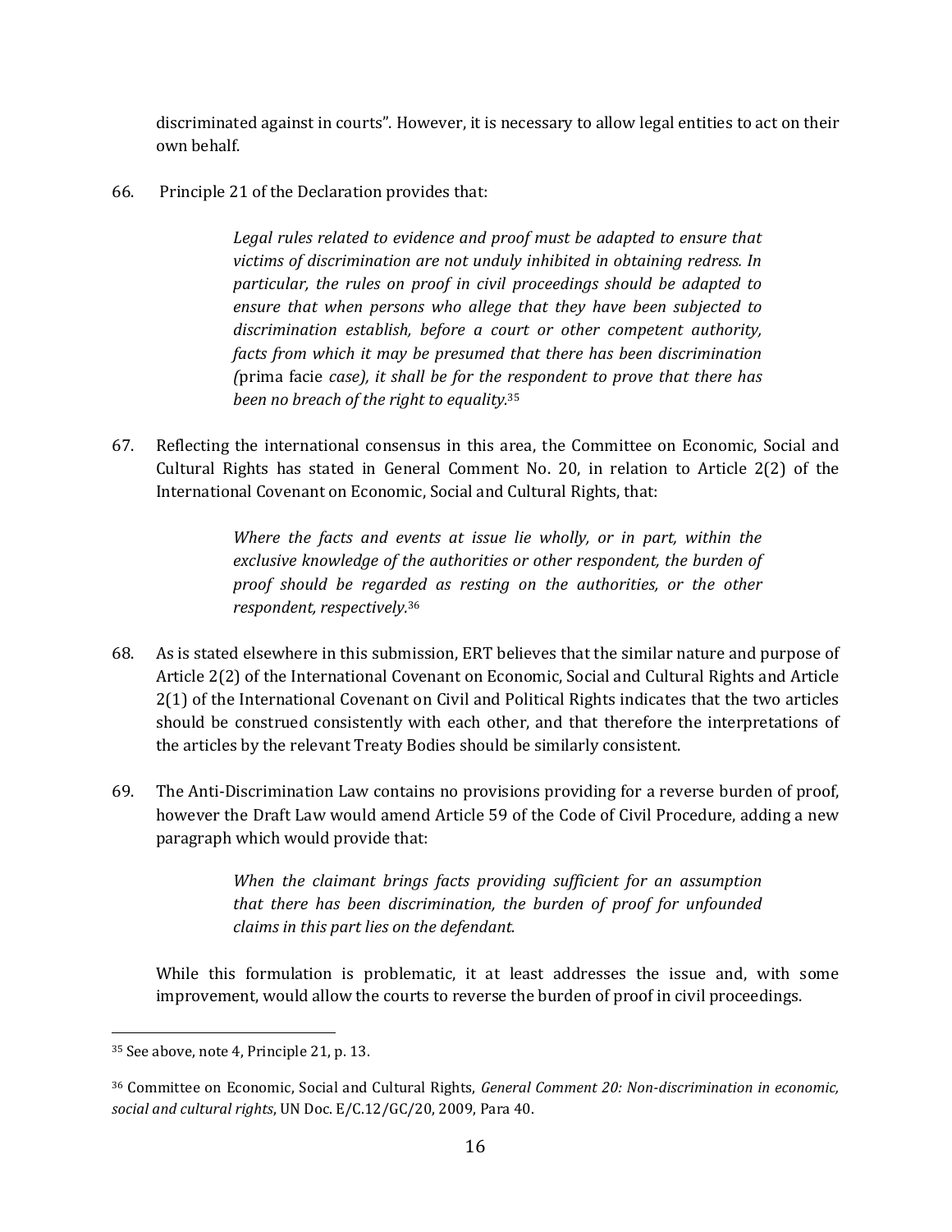discriminated against in courts". However, it is necessary to allow legal entities to act on their own behalf.

66. Principle 21 of the Declaration provides that:

> *Legal rules related to evidence and proof must be adapted to ensure that victims of discrimination are not unduly inhibited in obtaining redress. In particular, the rules on proof in civil proceedings should be adapted to ensure that when persons who allege that they have been subjected to discrimination establish, before a court or other competent authority, facts from which it may be presumed that there has been discrimination (*prima facie *case), it shall be for the respondent to prove that there has been no breach of the right to equality.*[35]

67. Reflecting the international consensus in this area, the Committee on Economic, Social and Cultural Rights has stated in General Comment No. 20, in relation to Article 2(2) of the International Covenant on Economic, Social and Cultural Rights, that:

> *Where the facts and events at issue lie wholly, or in part, within the exclusive knowledge of the authorities or other respondent, the burden of proof should be regarded as resting on the authorities, or the other respondent, respectively.*[36]

68. As is stated elsewhere in this submission, ERT believes that the similar nature and purpose of Article 2(2) of the International Covenant on Economic, Social and Cultural Rights and Article 2(1) of the International Covenant on Civil and Political Rights indicates that the two articles should be construed consistently with each other, and that therefore the interpretations of the articles by the relevant Treaty Bodies should be similarly consistent.

69. The Anti-Discrimination Law contains no provisions providing for a reverse burden of proof, however the Draft Law would amend Article 59 of the Code of Civil Procedure, adding a new paragraph which would provide that:

> *When the claimant brings facts providing sufficient for an assumption that there has been discrimination, the burden of proof for unfounded claims in this part lies on the defendant.*

While this formulation is problematic, it at least addresses the issue and, with some improvement, would allow the courts to reverse the burden of proof in civil proceedings.

---

[35] See above, note 4, Principle 21, p. 13.

[36] Committee on Economic, Social and Cultural Rights, *General Comment 20: Non-discrimination in economic, social and cultural rights*, UN Doc. E/C.12/GC/20, 2009, Para 40.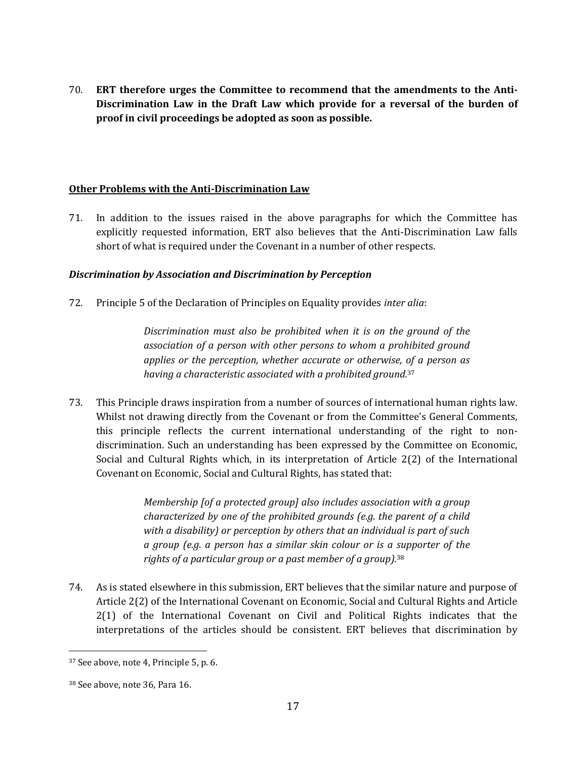70. **ERT therefore urges the Committee to recommend that the amendments to the Anti-Discrimination Law in the Draft Law which provide for a reversal of the burden of proof in civil proceedings be adopted as soon as possible.**

**<u>Other Problems with the Anti-Discrimination Law</u>**

71. In addition to the issues raised in the above paragraphs for which the Committee has explicitly requested information, ERT also believes that the Anti-Discrimination Law falls short of what is required under the Covenant in a number of other respects.

***Discrimination by Association and Discrimination by Perception***

72. Principle 5 of the Declaration of Principles on Equality provides *inter alia*:

> *Discrimination must also be prohibited when it is on the ground of the association of a person with other persons to whom a prohibited ground applies or the perception, whether accurate or otherwise, of a person as having a characteristic associated with a prohibited ground.*[37]

73. This Principle draws inspiration from a number of sources of international human rights law. Whilst not drawing directly from the Covenant or from the Committee's General Comments, this principle reflects the current international understanding of the right to non-discrimination. Such an understanding has been expressed by the Committee on Economic, Social and Cultural Rights which, in its interpretation of Article 2(2) of the International Covenant on Economic, Social and Cultural Rights, has stated that:

> *Membership [of a protected group] also includes association with a group characterized by one of the prohibited grounds (e.g. the parent of a child with a disability) or perception by others that an individual is part of such a group (e.g. a person has a similar skin colour or is a supporter of the rights of a particular group or a past member of a group).*[38]

74. As is stated elsewhere in this submission, ERT believes that the similar nature and purpose of Article 2(2) of the International Covenant on Economic, Social and Cultural Rights and Article 2(1) of the International Covenant on Civil and Political Rights indicates that the interpretations of the articles should be consistent. ERT believes that discrimination by

---

[37] See above, note 4, Principle 5, p. 6.

[38] See above, note 36, Para 16.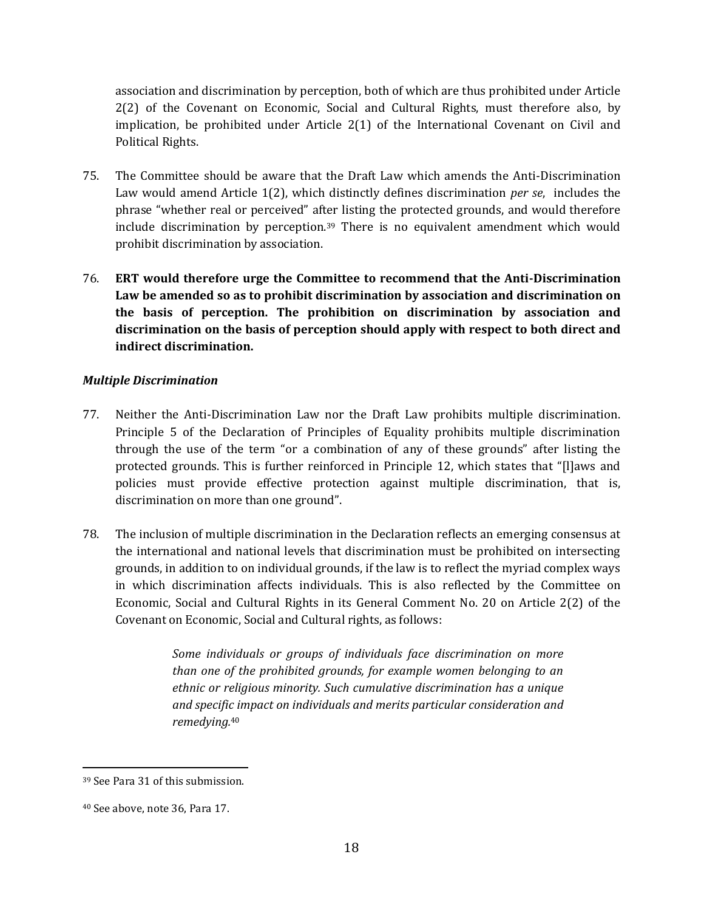association and discrimination by perception, both of which are thus prohibited under Article 2(2) of the Covenant on Economic, Social and Cultural Rights, must therefore also, by implication, be prohibited under Article 2(1) of the International Covenant on Civil and Political Rights.

75. The Committee should be aware that the Draft Law which amends the Anti-Discrimination Law would amend Article 1(2), which distinctly defines discrimination *per se*, includes the phrase "whether real or perceived" after listing the protected grounds, and would therefore include discrimination by perception.[39] There is no equivalent amendment which would prohibit discrimination by association.

76. **ERT would therefore urge the Committee to recommend that the Anti-Discrimination Law be amended so as to prohibit discrimination by association and discrimination on the basis of perception. The prohibition on discrimination by association and discrimination on the basis of perception should apply with respect to both direct and indirect discrimination.**

***Multiple Discrimination***

77. Neither the Anti-Discrimination Law nor the Draft Law prohibits multiple discrimination. Principle 5 of the Declaration of Principles of Equality prohibits multiple discrimination through the use of the term "or a combination of any of these grounds" after listing the protected grounds. This is further reinforced in Principle 12, which states that "[l]aws and policies must provide effective protection against multiple discrimination, that is, discrimination on more than one ground".

78. The inclusion of multiple discrimination in the Declaration reflects an emerging consensus at the international and national levels that discrimination must be prohibited on intersecting grounds, in addition to on individual grounds, if the law is to reflect the myriad complex ways in which discrimination affects individuals. This is also reflected by the Committee on Economic, Social and Cultural Rights in its General Comment No. 20 on Article 2(2) of the Covenant on Economic, Social and Cultural rights, as follows:

> *Some individuals or groups of individuals face discrimination on more than one of the prohibited grounds, for example women belonging to an ethnic or religious minority. Such cumulative discrimination has a unique and specific impact on individuals and merits particular consideration and remedying.*[40]

---

[39] See Para 31 of this submission.

[40] See above, note 36, Para 17.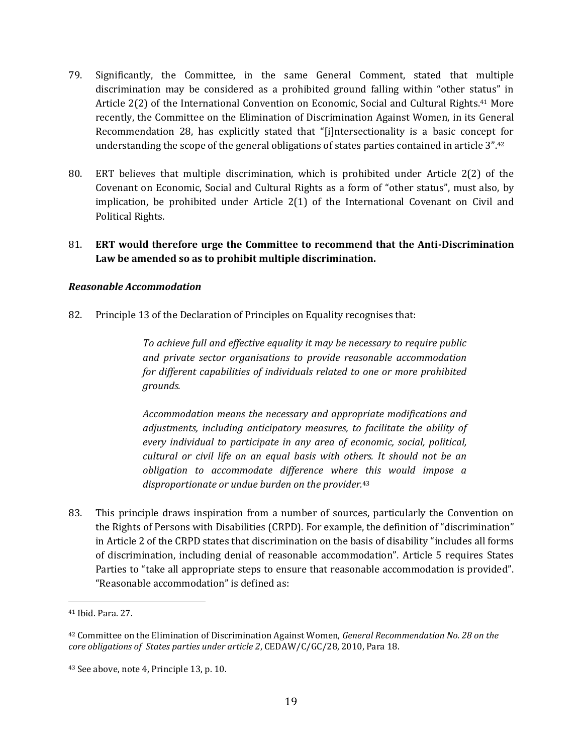79. Significantly, the Committee, in the same General Comment, stated that multiple discrimination may be considered as a prohibited ground falling within "other status" in Article 2(2) of the International Convention on Economic, Social and Cultural Rights.[41] More recently, the Committee on the Elimination of Discrimination Against Women, in its General Recommendation 28, has explicitly stated that "[i]ntersectionality is a basic concept for understanding the scope of the general obligations of states parties contained in article 3".[42]

80. ERT believes that multiple discrimination, which is prohibited under Article 2(2) of the Covenant on Economic, Social and Cultural Rights as a form of "other status", must also, by implication, be prohibited under Article 2(1) of the International Covenant on Civil and Political Rights.

81. **ERT would therefore urge the Committee to recommend that the Anti-Discrimination Law be amended so as to prohibit multiple discrimination.**

***Reasonable Accommodation***

82. Principle 13 of the Declaration of Principles on Equality recognises that:

> *To achieve full and effective equality it may be necessary to require public and private sector organisations to provide reasonable accommodation for different capabilities of individuals related to one or more prohibited grounds.*
>
> *Accommodation means the necessary and appropriate modifications and adjustments, including anticipatory measures, to facilitate the ability of every individual to participate in any area of economic, social, political, cultural or civil life on an equal basis with others. It should not be an obligation to accommodate difference where this would impose a disproportionate or undue burden on the provider.*[43]

83. This principle draws inspiration from a number of sources, particularly the Convention on the Rights of Persons with Disabilities (CRPD). For example, the definition of "discrimination" in Article 2 of the CRPD states that discrimination on the basis of disability "includes all forms of discrimination, including denial of reasonable accommodation". Article 5 requires States Parties to "take all appropriate steps to ensure that reasonable accommodation is provided". "Reasonable accommodation" is defined as:

---

[41] Ibid. Para. 27.

[42] Committee on the Elimination of Discrimination Against Women, *General Recommendation No. 28 on the core obligations of States parties under article 2*, CEDAW/C/GC/28, 2010, Para 18.

[43] See above, note 4, Principle 13, p. 10.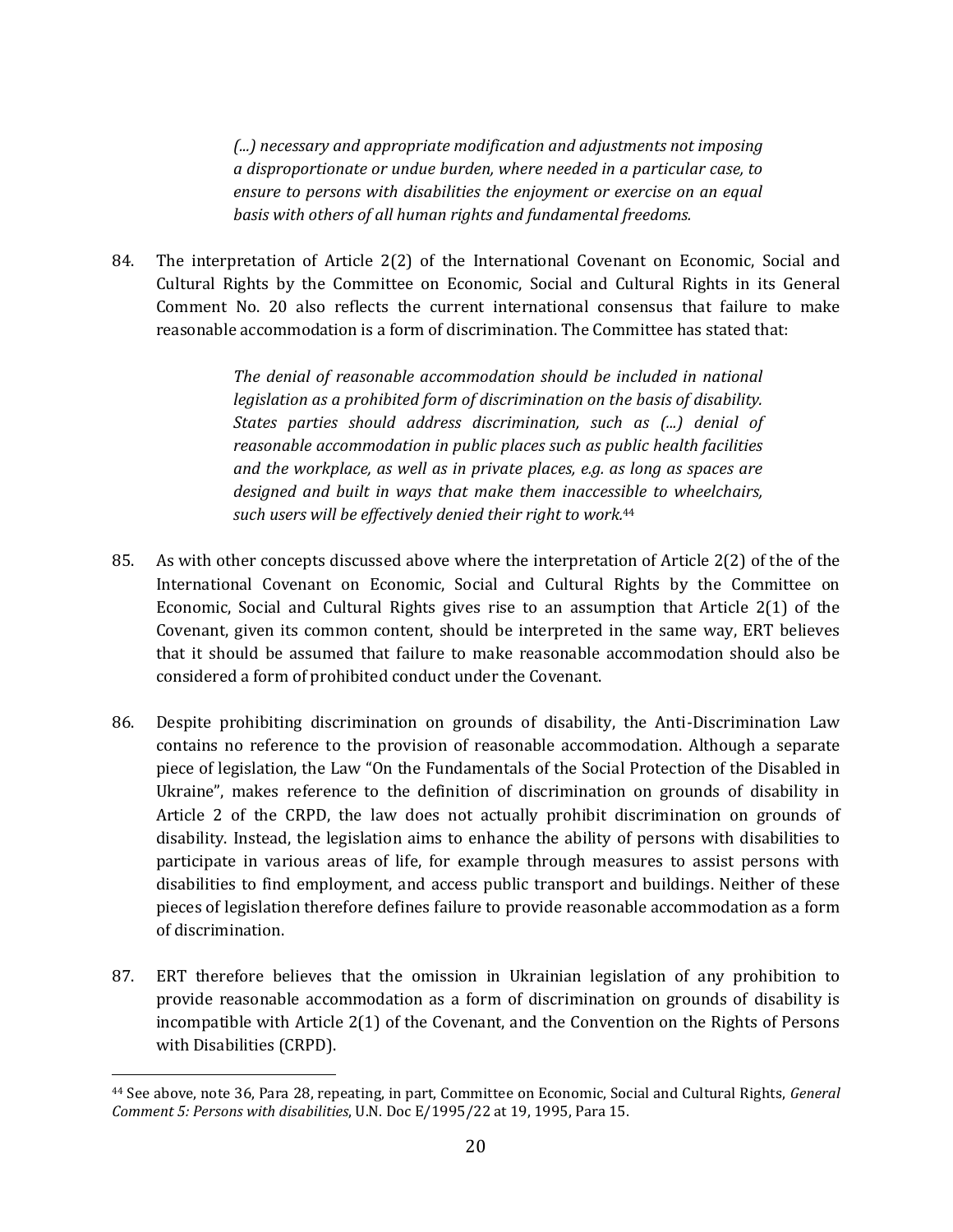> *(...) necessary and appropriate modification and adjustments not imposing a disproportionate or undue burden, where needed in a particular case, to ensure to persons with disabilities the enjoyment or exercise on an equal basis with others of all human rights and fundamental freedoms.*

84. The interpretation of Article 2(2) of the International Covenant on Economic, Social and Cultural Rights by the Committee on Economic, Social and Cultural Rights in its General Comment No. 20 also reflects the current international consensus that failure to make reasonable accommodation is a form of discrimination. The Committee has stated that:

> *The denial of reasonable accommodation should be included in national legislation as a prohibited form of discrimination on the basis of disability. States parties should address discrimination, such as (...) denial of reasonable accommodation in public places such as public health facilities and the workplace, as well as in private places, e.g. as long as spaces are designed and built in ways that make them inaccessible to wheelchairs, such users will be effectively denied their right to work.*[44]

85. As with other concepts discussed above where the interpretation of Article 2(2) of the of the International Covenant on Economic, Social and Cultural Rights by the Committee on Economic, Social and Cultural Rights gives rise to an assumption that Article 2(1) of the Covenant, given its common content, should be interpreted in the same way, ERT believes that it should be assumed that failure to make reasonable accommodation should also be considered a form of prohibited conduct under the Covenant.

86. Despite prohibiting discrimination on grounds of disability, the Anti-Discrimination Law contains no reference to the provision of reasonable accommodation. Although a separate piece of legislation, the Law "On the Fundamentals of the Social Protection of the Disabled in Ukraine", makes reference to the definition of discrimination on grounds of disability in Article 2 of the CRPD, the law does not actually prohibit discrimination on grounds of disability. Instead, the legislation aims to enhance the ability of persons with disabilities to participate in various areas of life, for example through measures to assist persons with disabilities to find employment, and access public transport and buildings. Neither of these pieces of legislation therefore defines failure to provide reasonable accommodation as a form of discrimination.

87. ERT therefore believes that the omission in Ukrainian legislation of any prohibition to provide reasonable accommodation as a form of discrimination on grounds of disability is incompatible with Article 2(1) of the Covenant, and the Convention on the Rights of Persons with Disabilities (CRPD).

---

[44] See above, note 36, Para 28, repeating, in part, Committee on Economic, Social and Cultural Rights, *General Comment 5: Persons with disabilities*, U.N. Doc E/1995/22 at 19, 1995, Para 15.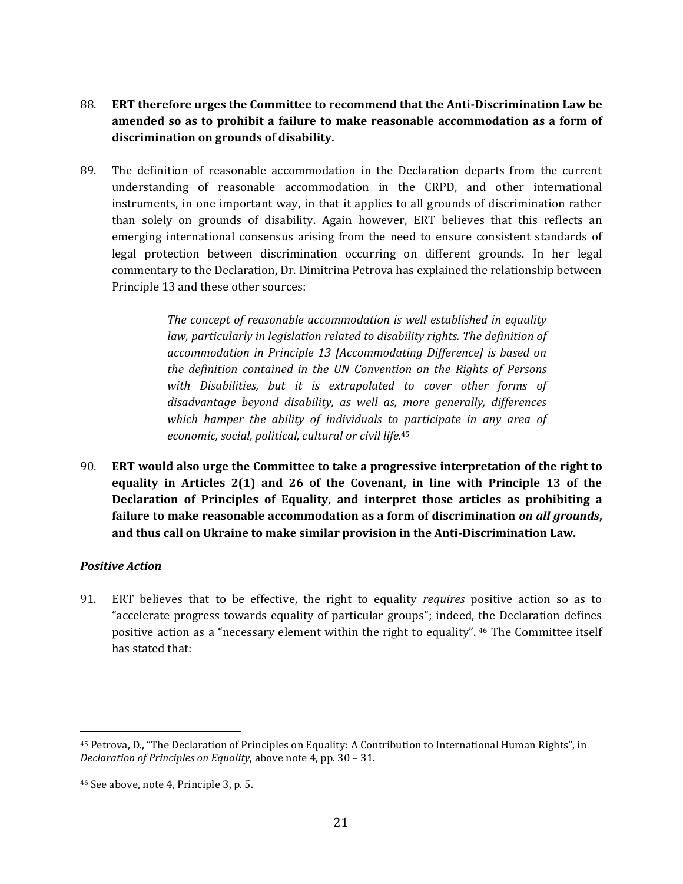88. **ERT therefore urges the Committee to recommend that the Anti-Discrimination Law be amended so as to prohibit a failure to make reasonable accommodation as a form of discrimination on grounds of disability.**

89. The definition of reasonable accommodation in the Declaration departs from the current understanding of reasonable accommodation in the CRPD, and other international instruments, in one important way, in that it applies to all grounds of discrimination rather than solely on grounds of disability. Again however, ERT believes that this reflects an emerging international consensus arising from the need to ensure consistent standards of legal protection between discrimination occurring on different grounds. In her legal commentary to the Declaration, Dr. Dimitrina Petrova has explained the relationship between Principle 13 and these other sources:

> *The concept of reasonable accommodation is well established in equality law, particularly in legislation related to disability rights. The definition of accommodation in Principle 13 [Accommodating Difference] is based on the definition contained in the UN Convention on the Rights of Persons with Disabilities, but it is extrapolated to cover other forms of disadvantage beyond disability, as well as, more generally, differences which hamper the ability of individuals to participate in any area of economic, social, political, cultural or civil life.*[45]

90. **ERT would also urge the Committee to take a progressive interpretation of the right to equality in Articles 2(1) and 26 of the Covenant, in line with Principle 13 of the Declaration of Principles of Equality, and interpret those articles as prohibiting a failure to make reasonable accommodation as a form of discrimination *on all grounds*, and thus call on Ukraine to make similar provision in the Anti-Discrimination Law.**

### *Positive Action*

91. ERT believes that to be effective, the right to equality *requires* positive action so as to "accelerate progress towards equality of particular groups"; indeed, the Declaration defines positive action as a "necessary element within the right to equality".[46] The Committee itself has stated that:

---

[45] Petrova, D., "The Declaration of Principles on Equality: A Contribution to International Human Rights", in *Declaration of Principles on Equality*, above note 4, pp. 30 – 31.

[46] See above, note 4, Principle 3, p. 5.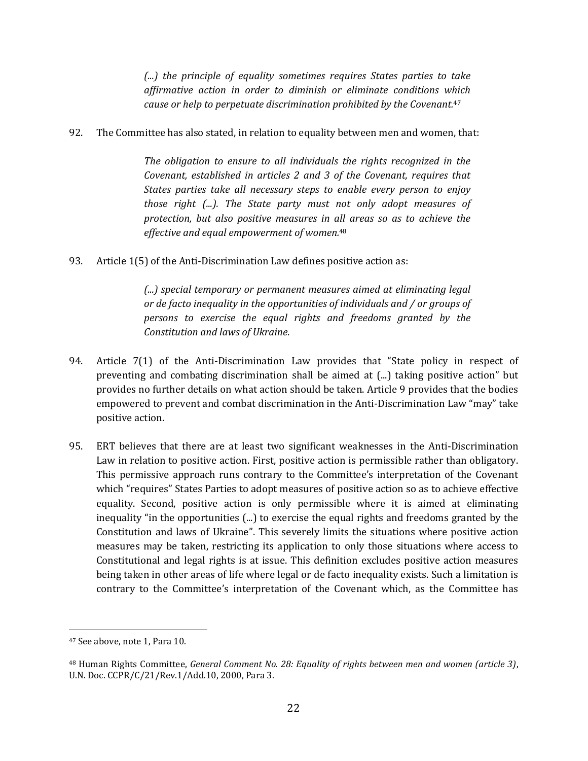> *(...) the principle of equality sometimes requires States parties to take affirmative action in order to diminish or eliminate conditions which cause or help to perpetuate discrimination prohibited by the Covenant.*[47]

92. The Committee has also stated, in relation to equality between men and women, that:

> *The obligation to ensure to all individuals the rights recognized in the Covenant, established in articles 2 and 3 of the Covenant, requires that States parties take all necessary steps to enable every person to enjoy those right (...). The State party must not only adopt measures of protection, but also positive measures in all areas so as to achieve the effective and equal empowerment of women.*[48]

93. Article 1(5) of the Anti-Discrimination Law defines positive action as:

> *(...) special temporary or permanent measures aimed at eliminating legal or de facto inequality in the opportunities of individuals and / or groups of persons to exercise the equal rights and freedoms granted by the Constitution and laws of Ukraine.*

94. Article 7(1) of the Anti-Discrimination Law provides that "State policy in respect of preventing and combating discrimination shall be aimed at (...) taking positive action" but provides no further details on what action should be taken. Article 9 provides that the bodies empowered to prevent and combat discrimination in the Anti-Discrimination Law "may" take positive action.

95. ERT believes that there are at least two significant weaknesses in the Anti-Discrimination Law in relation to positive action. First, positive action is permissible rather than obligatory. This permissive approach runs contrary to the Committee's interpretation of the Covenant which "requires" States Parties to adopt measures of positive action so as to achieve effective equality. Second, positive action is only permissible where it is aimed at eliminating inequality "in the opportunities (...) to exercise the equal rights and freedoms granted by the Constitution and laws of Ukraine". This severely limits the situations where positive action measures may be taken, restricting its application to only those situations where access to Constitutional and legal rights is at issue. This definition excludes positive action measures being taken in other areas of life where legal or de facto inequality exists. Such a limitation is contrary to the Committee's interpretation of the Covenant which, as the Committee has

---

[47] See above, note 1, Para 10.

[48] Human Rights Committee, *General Comment No. 28: Equality of rights between men and women (article 3)*, U.N. Doc. CCPR/C/21/Rev.1/Add.10, 2000, Para 3.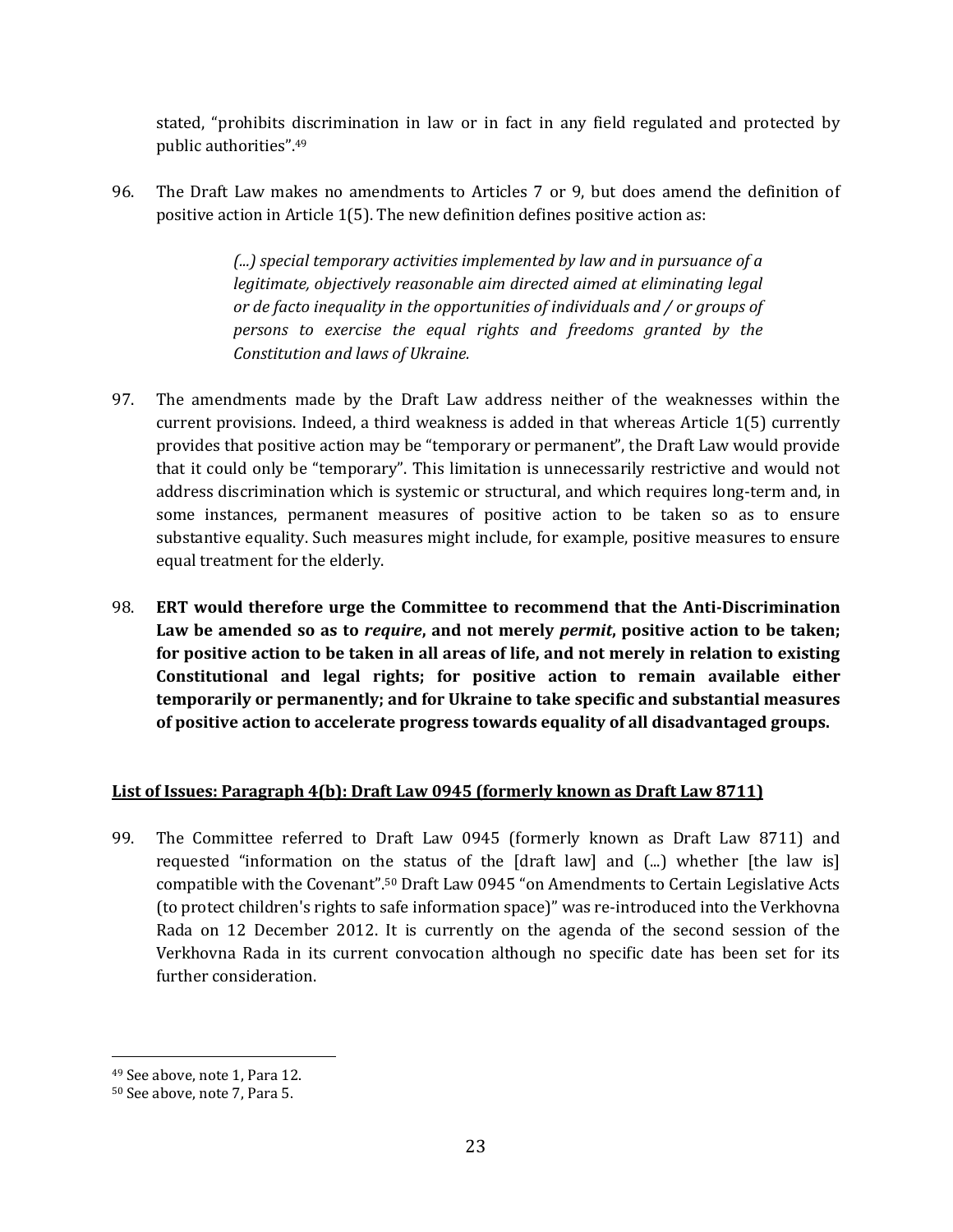stated, "prohibits discrimination in law or in fact in any field regulated and protected by public authorities".[49]

96. The Draft Law makes no amendments to Articles 7 or 9, but does amend the definition of positive action in Article 1(5). The new definition defines positive action as:

> *(...) special temporary activities implemented by law and in pursuance of a legitimate, objectively reasonable aim directed aimed at eliminating legal or de facto inequality in the opportunities of individuals / or groups of persons to exercise the equal rights and freedoms granted by the Constitution and laws of Ukraine.*

97. The amendments made by the Draft Law address neither of the weaknesses within the current provisions. Indeed, a third weakness is added in that whereas Article 1(5) currently provides that positive action may be "temporary or permanent", the Draft Law would provide that it could only be "temporary". This limitation is unnecessarily restrictive and would not address discrimination which is systemic or structural, and which requires long-term and, in some instances, permanent measures of positive action to be taken so as to ensure substantive equality. Such measures might include, for example, positive measures to ensure equal treatment for the elderly.

98. **ERT would therefore urge the Committee to recommend that the Anti-Discrimination Law be amended so as to *require*, and not merely *permit*, positive action to be taken; for positive action to be taken in all areas of life, and not merely in relation to existing Constitutional and legal rights; for positive action to remain available either temporarily or permanently; and for Ukraine to take specific and substantial measures of positive action to accelerate progress towards equality of all disadvantaged groups.**

**List of Issues: Paragraph 4(b): Draft Law 0945 (formerly known as Draft Law 8711)**

99. The Committee referred to Draft Law 0945 (formerly known as Draft Law 8711) and requested "information on the status of the [draft law] and (...) whether [the law is] compatible with the Covenant".[50] Draft Law 0945 "on Amendments to Certain Legislative Acts (to protect children's rights to safe information space)" was re-introduced into the Verkhovna Rada on 12 December 2012. It is currently on the agenda of the second session of the Verkhovna Rada in its current convocation although no specific date has been set for its further consideration.

---

[49] See above, note 1, Para 12.

[50] See above, note 7, Para 5.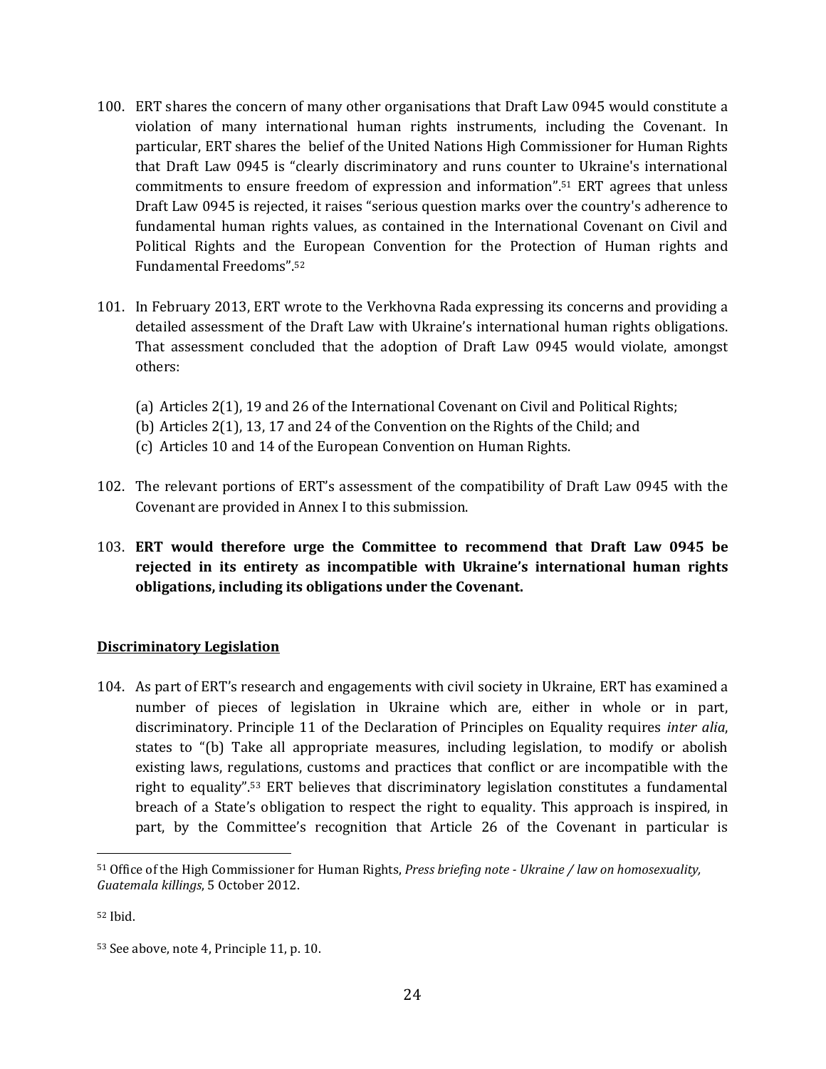100. ERT shares the concern of many other organisations that Draft Law 0945 would constitute a violation of many international human rights instruments, including the Covenant. In particular, ERT shares the belief of the United Nations High Commissioner for Human Rights that Draft Law 0945 is "clearly discriminatory and runs counter to Ukraine's international commitments to ensure freedom of expression and information".[51] ERT agrees that unless Draft Law 0945 is rejected, it raises "serious question marks over the country's adherence to fundamental human rights values, as contained in the International Covenant on Civil and Political Rights and the European Convention for the Protection of Human rights and Fundamental Freedoms".[52]

101. In February 2013, ERT wrote to the Verkhovna Rada expressing its concerns and providing a detailed assessment of the Draft Law with Ukraine's international human rights obligations. That assessment concluded that the adoption of Draft Law 0945 would violate, amongst others:

   (a) Articles 2(1), 19 and 26 of the International Covenant on Civil and Political Rights;
   (b) Articles 2(1), 13, 17 and 24 of the Convention on the Rights of the Child; and
   (c) Articles 10 and 14 of the European Convention on Human Rights.

102. The relevant portions of ERT's assessment of the compatibility of Draft Law 0945 with the Covenant are provided in Annex I to this submission.

103. **ERT would therefore urge the Committee to recommend that Draft Law 0945 be rejected in its entirety as incompatible with Ukraine's international human rights obligations, including its obligations under the Covenant.**

## Discriminatory Legislation

104. As part of ERT's research and engagements with civil society in Ukraine, ERT has examined a number of pieces of legislation in Ukraine which are, either in whole or in part, discriminatory. Principle 11 of the Declaration of Principles on Equality requires *inter alia*, states to "(b) Take all appropriate measures, including legislation, to modify or abolish existing laws, regulations, customs and practices that conflict or are incompatible with the right to equality".[53] ERT believes that discriminatory legislation constitutes a fundamental breach of a State's obligation to respect the right to equality. This approach is inspired, in part, by the Committee's recognition that Article 26 of the Covenant in particular is

---

[51] Office of the High Commissioner for Human Rights, *Press briefing note - Ukraine / law on homosexuality, Guatemala killings*, 5 October 2012.

[52] Ibid.

[53] See above, note 4, Principle 11, p. 10.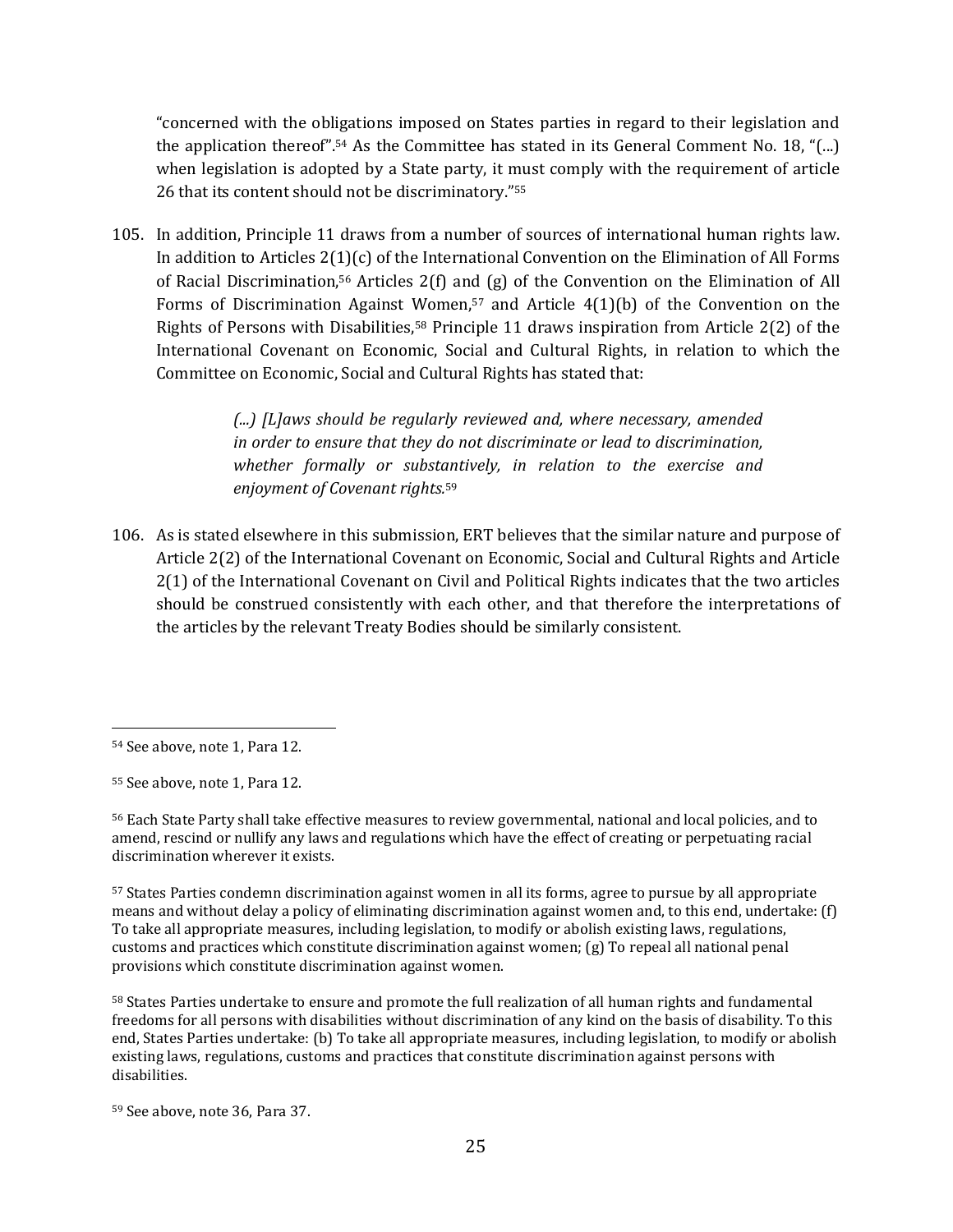"concerned with the obligations imposed on States parties in regard to their legislation and the application thereof".[54] As the Committee has stated in its General Comment No. 18, "(...) when legislation is adopted by a State party, it must comply with the requirement of article 26 that its content should not be discriminatory."[55]

105. In addition, Principle 11 draws from a number of sources of international human rights law. In addition to Articles 2(1)(c) of the International Convention on the Elimination of All Forms of Racial Discrimination,[56] Articles 2(f) and (g) of the Convention on the Elimination of All Forms of Discrimination Against Women,[57] and Article 4(1)(b) of the Convention on the Rights of Persons with Disabilities,[58] Principle 11 draws inspiration from Article 2(2) of the International Covenant on Economic, Social and Cultural Rights, in relation to which the Committee on Economic, Social and Cultural Rights has stated that:

> *(...) [L]aws should be regularly reviewed and, where necessary, amended in order to ensure that they do not discriminate or lead to discrimination, whether formally or substantively, in relation to the exercise and enjoyment of Covenant rights.*[59]

106. As is stated elsewhere in this submission, ERT believes that the similar nature and purpose of Article 2(2) of the International Covenant on Economic, Social and Cultural Rights and Article 2(1) of the International Covenant on Civil and Political Rights indicates that the two articles should be construed consistently with each other, and that therefore the interpretations of the articles by the relevant Treaty Bodies should be similarly consistent.

---

[54] See above, note 1, Para 12.

[55] See above, note 1, Para 12.

[56] Each State Party shall take effective measures to review governmental, national and local policies, and to amend, rescind or nullify any laws and regulations which have the effect of creating or perpetuating racial discrimination wherever it exists.

[57] States Parties condemn discrimination against women in all its forms, agree to pursue by all appropriate means and without delay a policy of eliminating discrimination against women and, to this end, undertake: (f) To take all appropriate measures, including legislation, to modify or abolish existing laws, regulations, customs and practices which constitute discrimination against women; (g) To repeal all national penal provisions which constitute discrimination against women.

[58] States Parties undertake to ensure and promote the full realization of all human rights and fundamental freedoms for all persons with disabilities without discrimination of any kind on the basis of disability. To this end, States Parties undertake: (b) To take all appropriate measures, including legislation, to modify or abolish existing laws, regulations, customs and practices that constitute discrimination against persons with disabilities.

[59] See above, note 36, Para 37.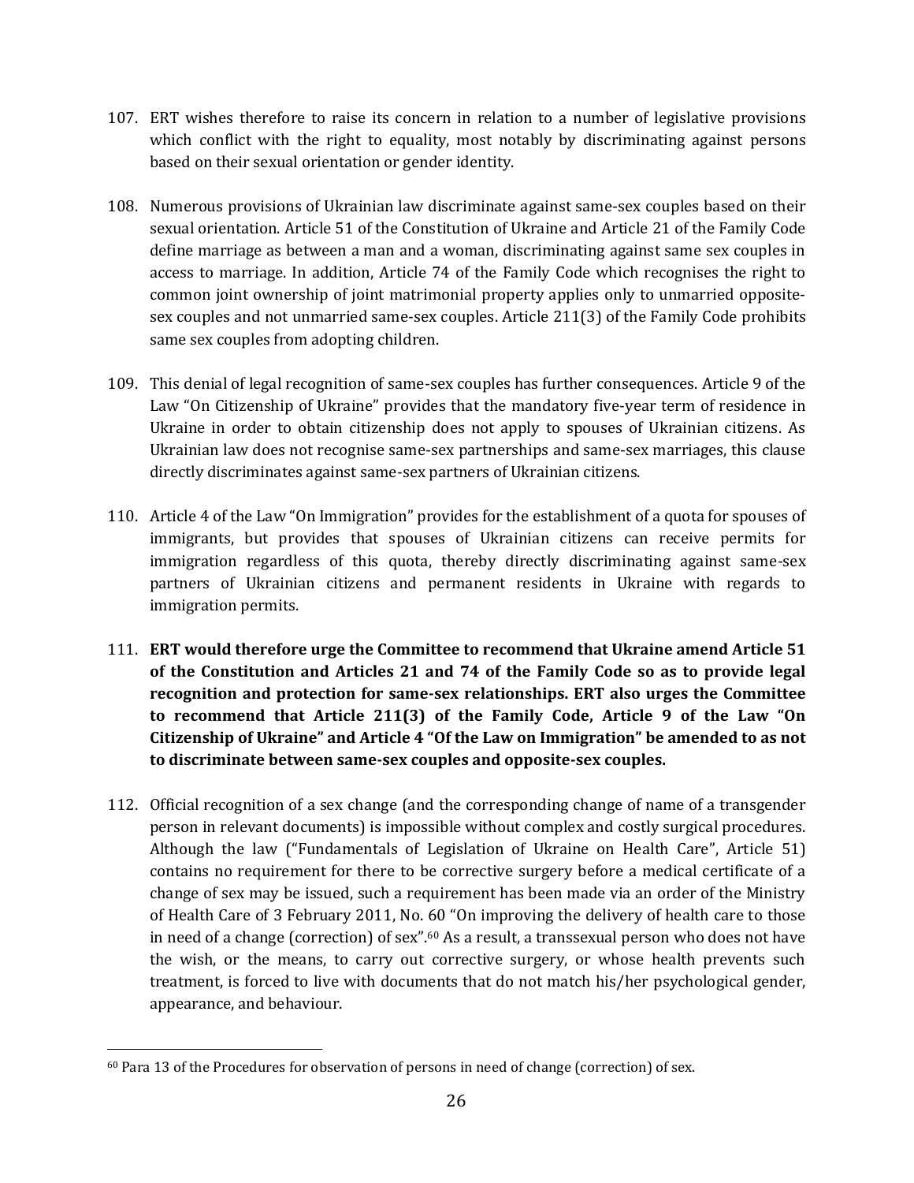107. ERT wishes therefore to raise its concern in relation to a number of legislative provisions which conflict with the right to equality, most notably by discriminating against persons based on their sexual orientation or gender identity.

108. Numerous provisions of Ukrainian law discriminate against same-sex couples based on their sexual orientation. Article 51 of the Constitution of Ukraine and Article 21 of the Family Code define marriage as between a man and a woman, discriminating against same sex couples in access to marriage. In addition, Article 74 of the Family Code which recognises the right to common joint ownership of joint matrimonial property applies only to unmarried opposite-sex couples and not unmarried same-sex couples. Article 211(3) of the Family Code prohibits same sex couples from adopting children.

109. This denial of legal recognition of same-sex couples has further consequences. Article 9 of the Law "On Citizenship of Ukraine" provides that the mandatory five-year term of residence in Ukraine in order to obtain citizenship does not apply to spouses of Ukrainian citizens. As Ukrainian law does not recognise same-sex partnerships and same-sex marriages, this clause directly discriminates against same-sex partners of Ukrainian citizens.

110. Article 4 of the Law "On Immigration" provides for the establishment of a quota for spouses of immigrants, but provides that spouses of Ukrainian citizens can receive permits for immigration regardless of this quota, thereby directly discriminating against same-sex partners of Ukrainian citizens and permanent residents in Ukraine with regards to immigration permits.

111. **ERT would therefore urge the Committee to recommend that Ukraine amend Article 51 of the Constitution and Articles 21 and 74 of the Family Code so as to provide legal recognition and protection for same-sex relationships. ERT also urges the Committee to recommend that Article 211(3) of the Family Code, Article 9 of the Law "On Citizenship of Ukraine" and Article 4 "Of the Law on Immigration" be amended to as not to discriminate between same-sex couples and opposite-sex couples.**

112. Official recognition of a sex change (and the corresponding change of name of a transgender person in relevant documents) is impossible without complex and costly surgical procedures. Although the law ("Fundamentals of Legislation of Ukraine on Health Care", Article 51) contains no requirement for there to be corrective surgery before a medical certificate of a change of sex may be issued, such a requirement has been made via an order of the Ministry of Health Care of 3 February 2011, No. 60 "On improving the delivery of health care to those in need of a change (correction) of sex".[60] As a result, a transsexual person who does not have the wish, or the means, to carry out corrective surgery, or whose health prevents such treatment, is forced to live with documents that do not match his/her psychological gender, appearance, and behaviour.

[60] Para 13 of the Procedures for observation of persons in need of change (correction) of sex.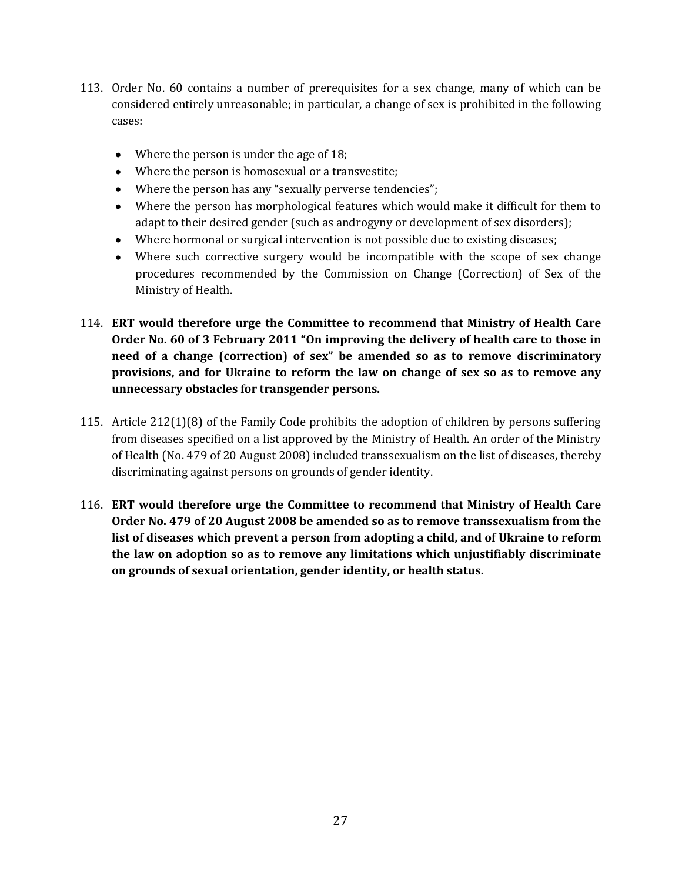113. Order No. 60 contains a number of prerequisites for a sex change, many of which can be considered entirely unreasonable; in particular, a change of sex is prohibited in the following cases:

    - Where the person is under the age of 18;
    - Where the person is homosexual or a transvestite;
    - Where the person has any "sexually perverse tendencies";
    - Where the person has morphological features which would make it difficult for them to adapt to their desired gender (such as androgyny or development of sex disorders);
    - Where hormonal or surgical intervention is not possible due to existing diseases;
    - Where such corrective surgery would be incompatible with the scope of sex change procedures recommended by the Commission on Change (Correction) of Sex of the Ministry of Health.

114. **ERT would therefore urge the Committee to recommend that Ministry of Health Care Order No. 60 of 3 February 2011 "On improving the delivery of health care to those in need of a change (correction) of sex" be amended so as to remove discriminatory provisions, and for Ukraine to reform the law on change of sex so as to remove any unnecessary obstacles for transgender persons.**

115. Article 212(1)(8) of the Family Code prohibits the adoption of children by persons suffering from diseases specified on a list approved by the Ministry of Health. An order of the Ministry of Health (No. 479 of 20 August 2008) included transsexualism on the list of diseases, thereby discriminating against persons on grounds of gender identity.

116. **ERT would therefore urge the Committee to recommend that Ministry of Health Care Order No. 479 of 20 August 2008 be amended so as to remove transsexualism from the list of diseases which prevent a person from adopting a child, and of Ukraine to reform the law on adoption so as to remove any limitations which unjustifiably discriminate on grounds of sexual orientation, gender identity, or health status.**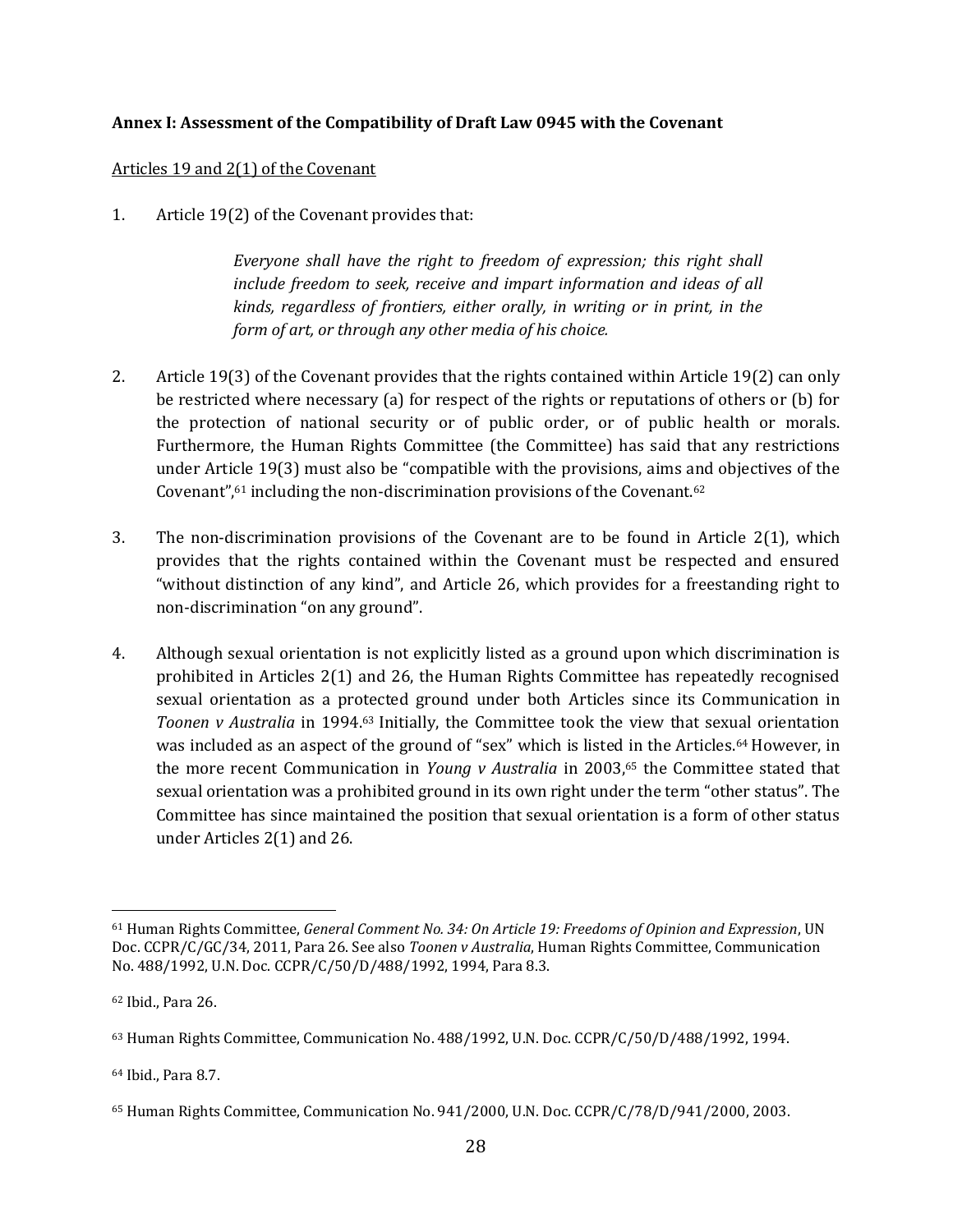**Annex I: Assessment of the Compatibility of Draft Law 0945 with the Covenant**

Articles 19 and 2(1) of the Covenant

1. Article 19(2) of the Covenant provides that:

   > *Everyone shall have the right to freedom of expression; this right shall include freedom to seek, receive and impart information and ideas of all kinds, regardless of frontiers, either orally, in writing or in print, in the form of art, or through any other media of his choice.*

2. Article 19(3) of the Covenant provides that the rights contained within Article 19(2) can only be restricted where necessary (a) for respect of the rights or reputations of others or (b) for the protection of national security or of public order, or of public health or morals. Furthermore, the Human Rights Committee (the Committee) has said that any restrictions under Article 19(3) must also be "compatible with the provisions, aims and objectives of the Covenant",[61] including the non-discrimination provisions of the Covenant.[62]

3. The non-discrimination provisions of the Covenant are to be found in Article 2(1), which provides that the rights contained within the Covenant must be respected and ensured "without distinction of any kind", and Article 26, which provides for a freestanding right to non-discrimination "on any ground".

4. Although sexual orientation is not explicitly listed as a ground upon which discrimination is prohibited in Articles 2(1) and 26, the Human Rights Committee has repeatedly recognised sexual orientation as a protected ground under both Articles since its Communication in *Toonen v Australia* in 1994.[63] Initially, the Committee took the view that sexual orientation was included as an aspect of the ground of "sex" which is listed in the Articles.[64] However, in the more recent Communication in *Young v Australia* in 2003,[65] the Committee stated that sexual orientation was a prohibited ground in its own right under the term "other status". The Committee has since maintained the position that sexual orientation is a form of other status under Articles 2(1) and 26.

---

[61] Human Rights Committee, *General Comment No. 34: On Article 19: Freedoms of Opinion and Expression*, UN Doc. CCPR/C/GC/34, 2011, Para 26. See also *Toonen v Australia*, Human Rights Committee, Communication No. 488/1992, U.N. Doc. CCPR/C/50/D/488/1992, 1994, Para 8.3.

[62] Ibid., Para 26.

[63] Human Rights Committee, Communication No. 488/1992, U.N. Doc. CCPR/C/50/D/488/1992, 1994.

[64] Ibid., Para 8.7.

[65] Human Rights Committee, Communication No. 941/2000, U.N. Doc. CCPR/C/78/D/941/2000, 2003.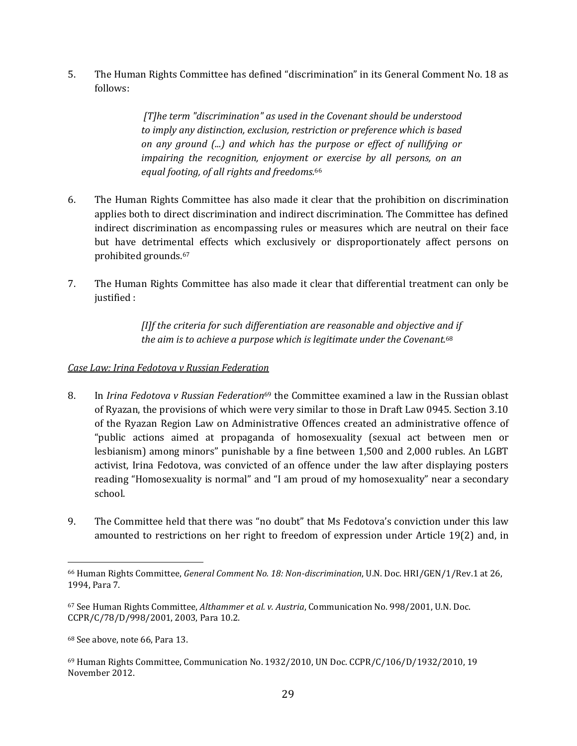5. The Human Rights Committee has defined "discrimination" in its General Comment No. 18 as follows:

> *[T]he term "discrimination" as used in the Covenant should be understood to imply any distinction, exclusion, restriction or preference which is based on any ground (...) and which has the purpose or effect of nullifying or impairing the recognition, enjoyment or exercise by all persons, on an equal footing, of all rights and freedoms.*[66]

6. The Human Rights Committee has also made it clear that the prohibition on discrimination applies both to direct discrimination and indirect discrimination. The Committee has defined indirect discrimination as encompassing rules or measures which are neutral on their face but have detrimental effects which exclusively or disproportionately affect persons on prohibited grounds.[67]

7. The Human Rights Committee has also made it clear that differential treatment can only be justified :

> *[I]f the criteria for such differentiation are reasonable and objective and if the aim is to achieve a purpose which is legitimate under the Covenant.*[68]

*Case Law: Irina Fedotova v Russian Federation*

8. In *Irina Fedotova v Russian Federation*[69] the Committee examined a law in the Russian oblast of Ryazan, the provisions of which were very similar to those in Draft Law 0945. Section 3.10 of the Ryazan Region Law on Administrative Offences created an administrative offence of "public actions aimed at propaganda of homosexuality (sexual act between men or lesbianism) among minors" punishable by a fine between 1,500 and 2,000 rubles. An LGBT activist, Irina Fedotova, was convicted of an offence under the law after displaying posters reading "Homosexuality is normal" and "I am proud of my homosexuality" near a secondary school.

9. The Committee held that there was "no doubt" that Ms Fedotova's conviction under this law amounted to restrictions on her right to freedom of expression under Article 19(2) and, in

---

[66] Human Rights Committee, *General Comment No. 18: Non-discrimination*, U.N. Doc. HRI/GEN/1/Rev.1 at 26, 1994, Para 7.

[67] See Human Rights Committee, *Althammer et al. v. Austria*, Communication No. 998/2001, U.N. Doc. CCPR/C/78/D/998/2001, 2003, Para 10.2.

[68] See above, note 66, Para 13.

[69] Human Rights Committee, Communication No. 1932/2010, UN Doc. CCPR/C/106/D/1932/2010, 19 November 2012.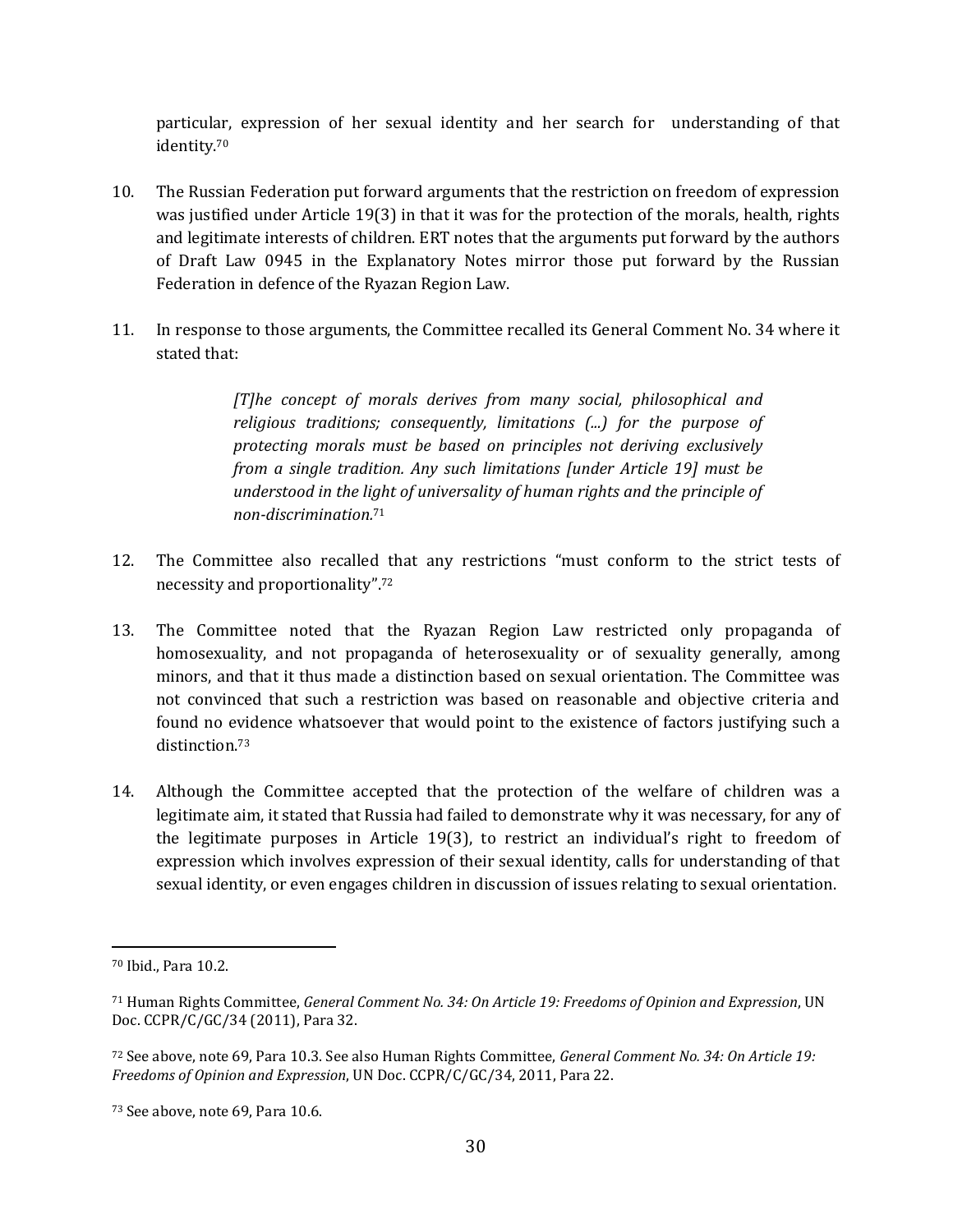particular, expression of her sexual identity and her search for understanding of that identity.[70]

10. The Russian Federation put forward arguments that the restriction on freedom of expression was justified under Article 19(3) in that it was for the protection of the morals, health, rights and legitimate interests of children. ERT notes that the arguments put forward by the authors of Draft Law 0945 in the Explanatory Notes mirror those put forward by the Russian Federation in defence of the Ryazan Region Law.

11. In response to those arguments, the Committee recalled its General Comment No. 34 where it stated that:

> *[T]he concept of morals derives from many social, philosophical and religious traditions; consequently, limitations (...) for the purpose of protecting morals must be based on principles not deriving exclusively from a single tradition. Any such limitations [under Article 19] must be understood in the light of universality of human rights and the principle of non-discrimination.*[71]

12. The Committee also recalled that any restrictions "must conform to the strict tests of necessity and proportionality".[72]

13. The Committee noted that the Ryazan Region Law restricted only propaganda of homosexuality, and not propaganda of heterosexuality or of sexuality generally, among minors, and that it thus made a distinction based on sexual orientation. The Committee was not convinced that such a restriction was based on reasonable and objective criteria and found no evidence whatsoever that would point to the existence of factors justifying such a distinction.[73]

14. Although the Committee accepted that the protection of the welfare of children was a legitimate aim, it stated that Russia had failed to demonstrate why it was necessary, for any of the legitimate purposes in Article 19(3), to restrict an individual's right to freedom of expression which involves expression of their sexual identity, calls for understanding of that sexual identity, or even engages children in discussion of issues relating to sexual orientation.

---

[70] Ibid., Para 10.2.

[71] Human Rights Committee, *General Comment No. 34: On Article 19: Freedoms of Opinion and Expression*, UN Doc. CCPR/C/GC/34 (2011), Para 32.

[72] See above, note 69, Para 10.3. See also Human Rights Committee, *General Comment No. 34: On Article 19: Freedoms of Opinion and Expression*, UN Doc. CCPR/C/GC/34, 2011, Para 22.

[73] See above, note 69, Para 10.6.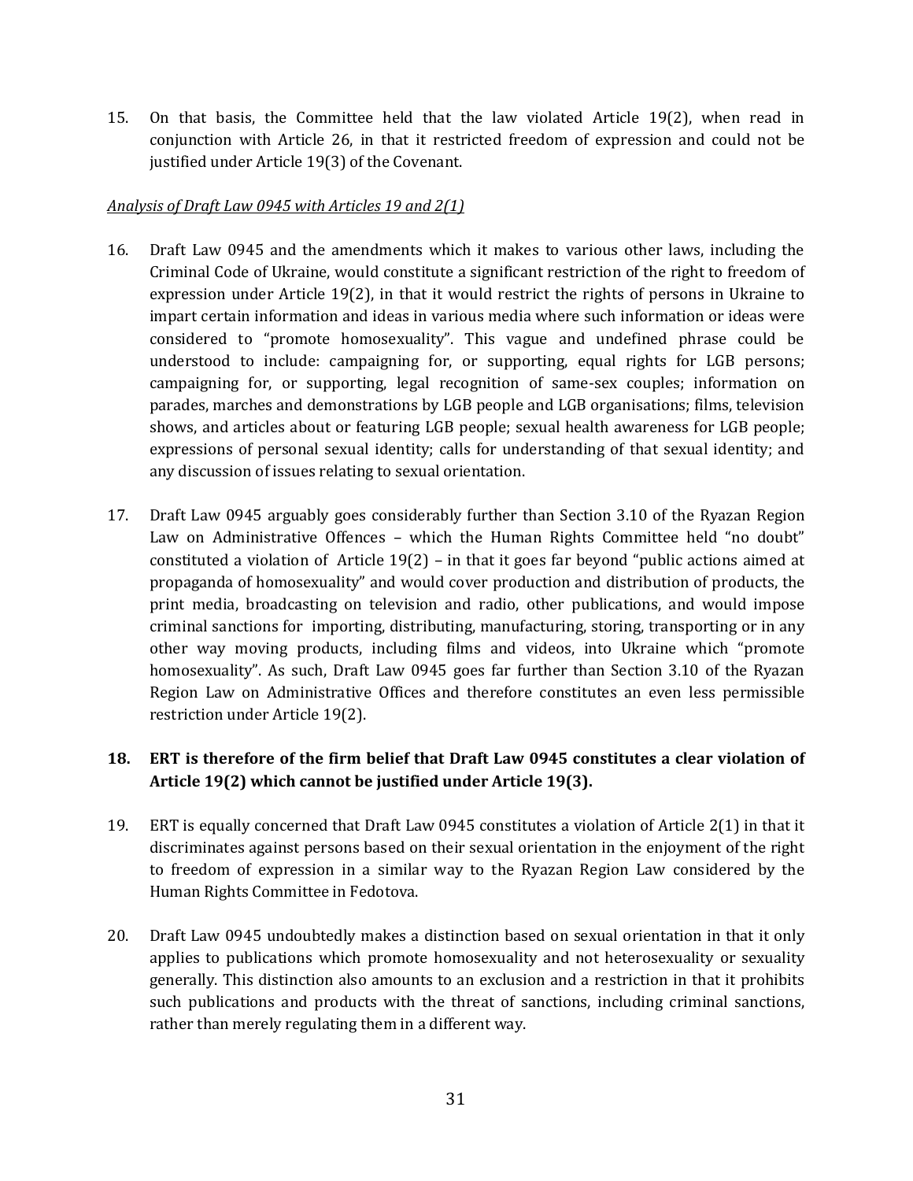15. On that basis, the Committee held that the law violated Article 19(2), when read in conjunction with Article 26, in that it restricted freedom of expression and could not be justified under Article 19(3) of the Covenant.

*Analysis of Draft Law 0945 with Articles 19 and 2(1)*

16. Draft Law 0945 and the amendments which it makes to various other laws, including the Criminal Code of Ukraine, would constitute a significant restriction of the right to freedom of expression under Article 19(2), in that it would restrict the rights of persons in Ukraine to impart certain information and ideas in various media where such information or ideas were considered to "promote homosexuality". This vague and undefined phrase could be understood to include: campaigning for, or supporting, equal rights for LGB persons; campaigning for, or supporting, legal recognition of same-sex couples; information on parades, marches and demonstrations by LGB people and LGB organisations; films, television shows, and articles about or featuring LGB people; sexual health awareness for LGB people; expressions of personal sexual identity; calls for understanding of that sexual identity; and any discussion of issues relating to sexual orientation.

17. Draft Law 0945 arguably goes considerably further than Section 3.10 of the Ryazan Region Law on Administrative Offences – which the Human Rights Committee held "no doubt" constituted a violation of Article 19(2) – in that it goes far beyond "public actions aimed at propaganda of homosexuality" and would cover production and distribution of products, the print media, broadcasting on television and radio, other publications, and would impose criminal sanctions for importing, distributing, manufacturing, storing, transporting or in any other way moving products, including films and videos, into Ukraine which "promote homosexuality". As such, Draft Law 0945 goes far further than Section 3.10 of the Ryazan Region Law on Administrative Offices and therefore constitutes an even less permissible restriction under Article 19(2).

18. **ERT is therefore of the firm belief that Draft Law 0945 constitutes a clear violation of Article 19(2) which cannot be justified under Article 19(3).**

19. ERT is equally concerned that Draft Law 0945 constitutes a violation of Article 2(1) in that it discriminates against persons based on their sexual orientation in the enjoyment of the right to freedom of expression in a similar way to the Ryazan Region Law considered by the Human Rights Committee in Fedotova.

20. Draft Law 0945 undoubtedly makes a distinction based on sexual orientation in that it only applies to publications which promote homosexuality and not heterosexuality or sexuality generally. This distinction also amounts to an exclusion and a restriction in that it prohibits such publications and products with the threat of sanctions, including criminal sanctions, rather than merely regulating them in a different way.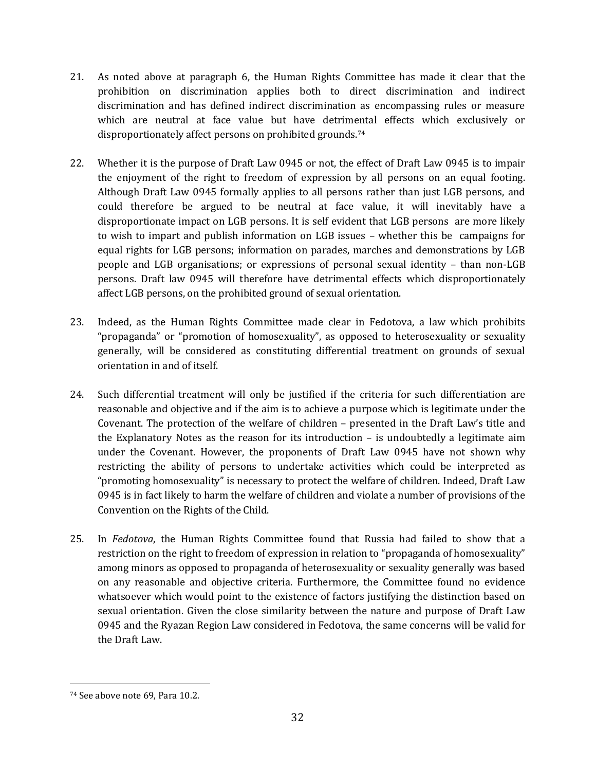21. As noted above at paragraph 6, the Human Rights Committee has made it clear that the prohibition on discrimination applies both to direct discrimination and indirect discrimination and has defined indirect discrimination as encompassing rules or measure which are neutral at face value but have detrimental effects which exclusively or disproportionately affect persons on prohibited grounds.[74]

22. Whether it is the purpose of Draft Law 0945 or not, the effect of Draft Law 0945 is to impair the enjoyment of the right to freedom of expression by all persons on an equal footing. Although Draft Law 0945 formally applies to all persons rather than just LGB persons, and could therefore be argued to be neutral at face value, it will inevitably have a disproportionate impact on LGB persons. It is self evident that LGB persons are more likely to wish to impart and publish information on LGB issues – whether this be campaigns for equal rights for LGB persons; information on parades, marches and demonstrations by LGB people and LGB organisations; or expressions of personal sexual identity – than non-LGB persons. Draft law 0945 will therefore have detrimental effects which disproportionately affect LGB persons, on the prohibited ground of sexual orientation.

23. Indeed, as the Human Rights Committee made clear in Fedotova, a law which prohibits "propaganda" or "promotion of homosexuality", as opposed to heterosexuality or sexuality generally, will be considered as constituting differential treatment on grounds of sexual orientation in and of itself.

24. Such differential treatment will only be justified if the criteria for such differentiation are reasonable and objective and if the aim is to achieve a purpose which is legitimate under the Covenant. The protection of the welfare of children – presented in the Draft Law's title and the Explanatory Notes as the reason for its introduction – is undoubtedly a legitimate aim under the Covenant. However, the proponents of Draft Law 0945 have not shown why restricting the ability of persons to undertake activities which could be interpreted as "promoting homosexuality" is necessary to protect the welfare of children. Indeed, Draft Law 0945 is in fact likely to harm the welfare of children and violate a number of provisions of the Convention on the Rights of the Child.

25. In *Fedotova*, the Human Rights Committee found that Russia had failed to show that a restriction on the right to freedom of expression in relation to "propaganda of homosexuality" among minors as opposed to propaganda of heterosexuality or sexuality generally was based on any reasonable and objective criteria. Furthermore, the Committee found no evidence whatsoever which would point to the existence of factors justifying the distinction based on sexual orientation. Given the close similarity between the nature and purpose of Draft Law 0945 and the Ryazan Region Law considered in Fedotova, the same concerns will be valid for the Draft Law.

---

[74] See above note 69, Para 10.2.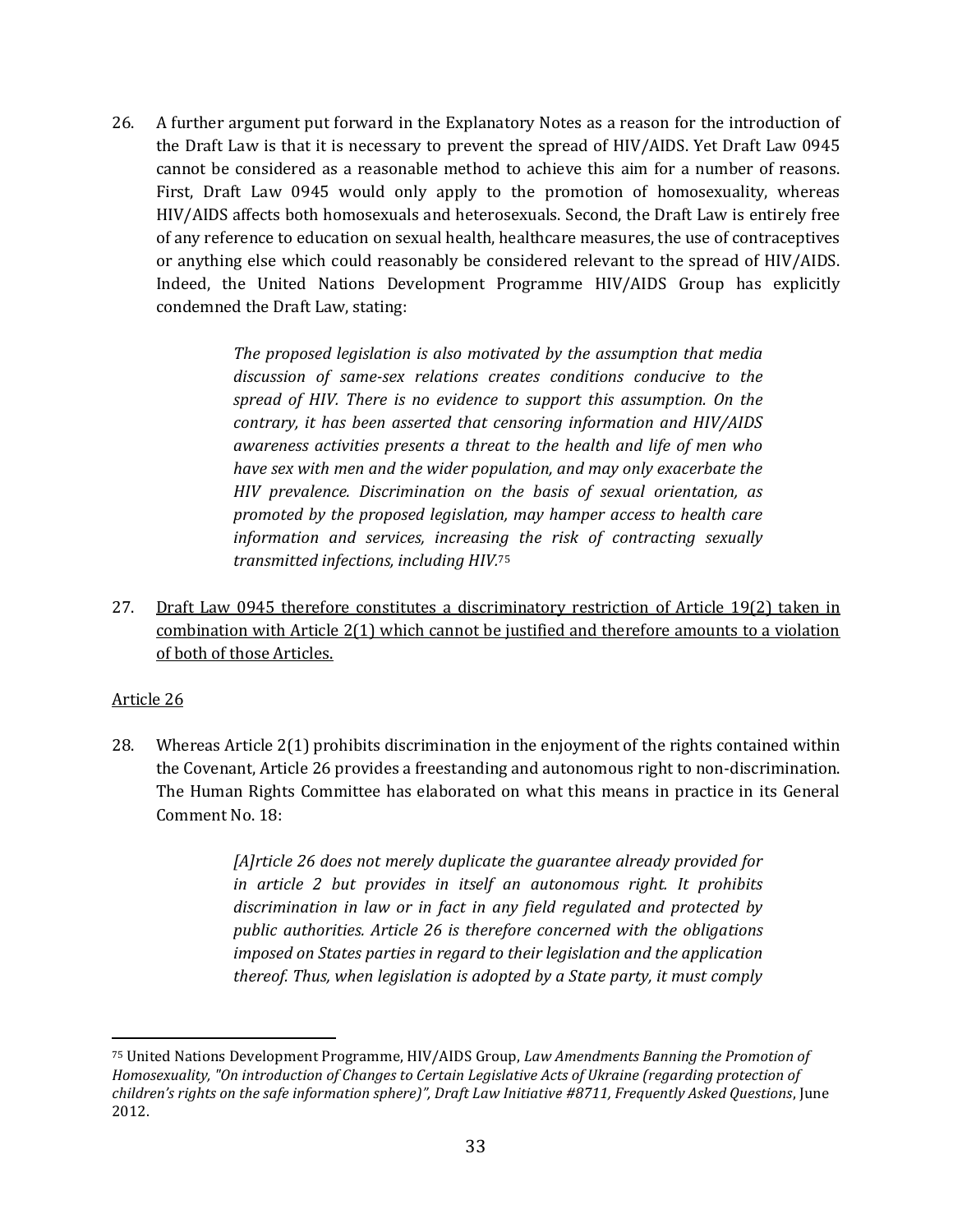26. A further argument put forward in the Explanatory Notes as a reason for the introduction of the Draft Law is that it is necessary to prevent the spread of HIV/AIDS. Yet Draft Law 0945 cannot be considered as a reasonable method to achieve this aim for a number of reasons. First, Draft Law 0945 would only apply to the promotion of homosexuality, whereas HIV/AIDS affects both homosexuals and heterosexuals. Second, the Draft Law is entirely free of any reference to education on sexual health, healthcare measures, the use of contraceptives or anything else which could reasonably be considered relevant to the spread of HIV/AIDS. Indeed, the United Nations Development Programme HIV/AIDS Group has explicitly condemned the Draft Law, stating:

> *The proposed legislation is also motivated by the assumption that media discussion of same-sex relations creates conditions conducive to the spread of HIV. There is no evidence to support this assumption. On the contrary, it has been asserted that censoring information and HIV/AIDS awareness activities presents a threat to the health and life of men who have sex with men and the wider population, and may only exacerbate the HIV prevalence. Discrimination on the basis of sexual orientation, as promoted by the proposed legislation, may hamper access to health care information and services, increasing the risk of contracting sexually transmitted infections, including HIV.*[75]

27. <u>Draft Law 0945 therefore constitutes a discriminatory restriction of Article 19(2) taken in combination with Article 2(1) which cannot be justified and therefore amounts to a violation of both of those Articles.</u>

<u>Article 26</u>

28. Whereas Article 2(1) prohibits discrimination in the enjoyment of the rights contained within the Covenant, Article 26 provides a freestanding and autonomous right to non-discrimination. The Human Rights Committee has elaborated on what this means in practice in its General Comment No. 18:

> *[A]rticle 26 does not merely duplicate the guarantee already provided for in article 2 but provides in itself an autonomous right. It prohibits discrimination in law or in fact in any field regulated and protected by public authorities. Article 26 is therefore concerned with the obligations imposed on States parties in regard to their legislation and the application thereof. Thus, when legislation is adopted by a State party, it must comply*

---

[75] United Nations Development Programme, HIV/AIDS Group, *Law Amendments Banning the Promotion of Homosexuality, "On introduction of Changes to Certain Legislative Acts of Ukraine (regarding protection of children's rights on the safe information sphere)", Draft Law Initiative #8711, Frequently Asked Questions*, June 2012.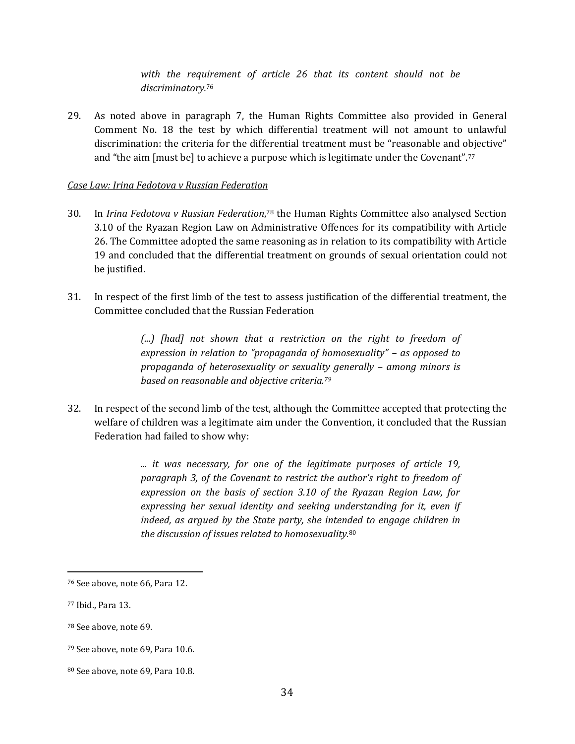> *with the requirement of article 26 that its content should not be discriminatory.*[76]

29. As noted above in paragraph 7, the Human Rights Committee also provided in General Comment No. 18 the test by which differential treatment will not amount to unlawful discrimination: the criteria for the differential treatment must be "reasonable and objective" and "the aim [must be] to achieve a purpose which is legitimate under the Covenant".[77]

*Case Law: Irina Fedotova v Russian Federation*

30. In *Irina Fedotova v Russian Federation*,[78] the Human Rights Committee also analysed Section 3.10 of the Ryazan Region Law on Administrative Offences for its compatibility with Article 26. The Committee adopted the same reasoning as in relation to its compatibility with Article 19 and concluded that the differential treatment on grounds of sexual orientation could not be justified.

31. In respect of the first limb of the test to assess justification of the differential treatment, the Committee concluded that the Russian Federation

> *(...) [had] not shown that a restriction on the right to freedom of expression in relation to "propaganda of homosexuality" – as opposed to propaganda of heterosexuality or sexuality generally – among minors is based on reasonable and objective criteria.*[79]

32. In respect of the second limb of the test, although the Committee accepted that protecting the welfare of children was a legitimate aim under the Convention, it concluded that the Russian Federation had failed to show why:

> *... it was necessary, for one of the legitimate purposes of article 19, paragraph 3, of the Covenant to restrict the author's right to freedom of expression on the basis of section 3.10 of the Ryazan Region Law, for expressing her sexual identity and seeking understanding for it, even if indeed, as argued by the State party, she intended to engage children in the discussion of issues related to homosexuality.*[80]

---

[76] See above, note 66, Para 12.

[77] Ibid., Para 13.

[78] See above, note 69.

[79] See above, note 69, Para 10.6.

[80] See above, note 69, Para 10.8.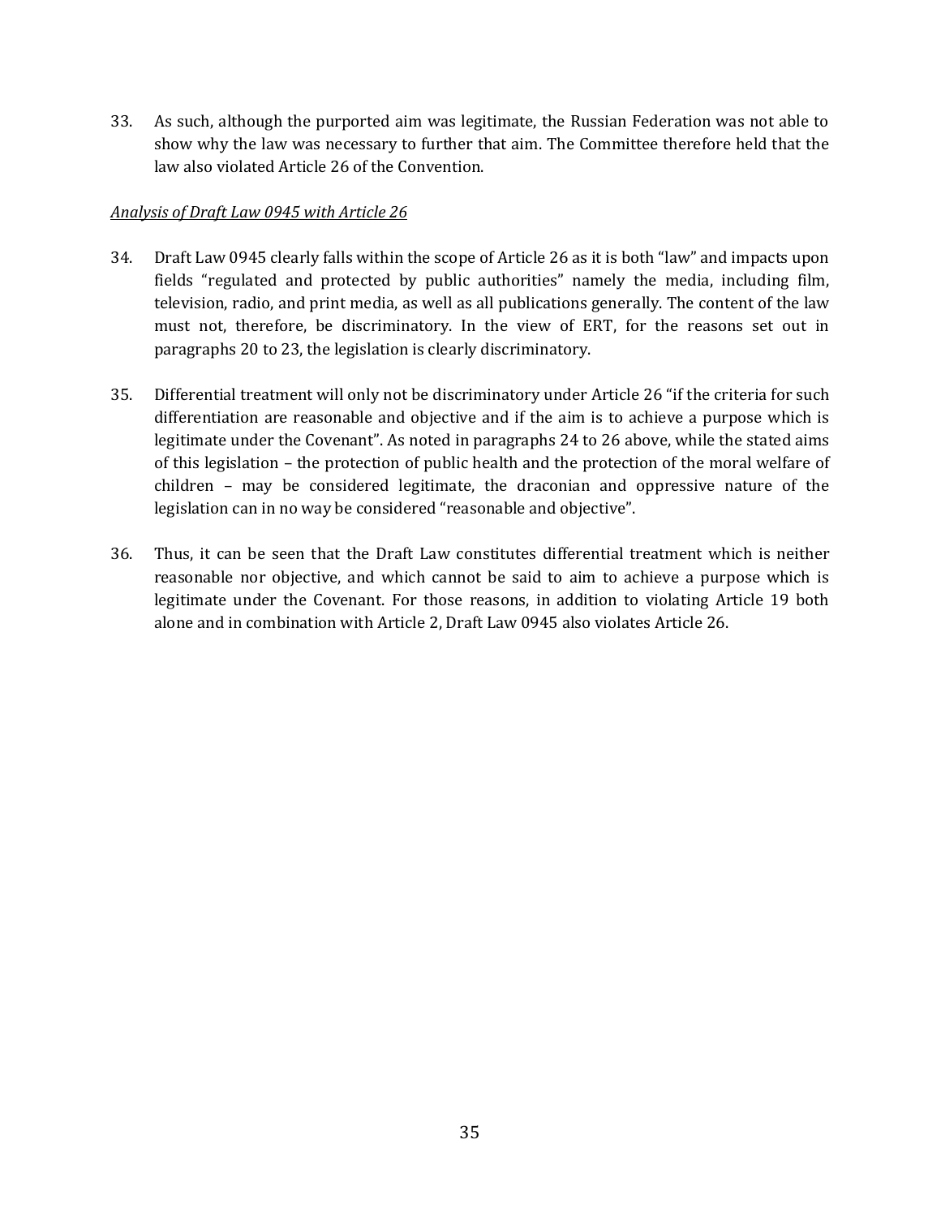33. As such, although the purported aim was legitimate, the Russian Federation was not able to show why the law was necessary to further that aim. The Committee therefore held that the law also violated Article 26 of the Convention.

*Analysis of Draft Law 0945 with Article 26*

34. Draft Law 0945 clearly falls within the scope of Article 26 as it is both "law" and impacts upon fields "regulated and protected by public authorities" namely the media, including film, television, radio, and print media, as well as all publications generally. The content of the law must not, therefore, be discriminatory. In the view of ERT, for the reasons set out in paragraphs 20 to 23, the legislation is clearly discriminatory.

35. Differential treatment will only not be discriminatory under Article 26 "if the criteria for such differentiation are reasonable and objective and if the aim is to achieve a purpose which is legitimate under the Covenant". As noted in paragraphs 24 to 26 above, while the stated aims of this legislation – the protection of public health and the protection of the moral welfare of children – may be considered legitimate, the draconian and oppressive nature of the legislation can in no way be considered "reasonable and objective".

36. Thus, it can be seen that the Draft Law constitutes differential treatment which is neither reasonable nor objective, and which cannot be said to aim to achieve a purpose which is legitimate under the Covenant. For those reasons, in addition to violating Article 19 both alone and in combination with Article 2, Draft Law 0945 also violates Article 26.